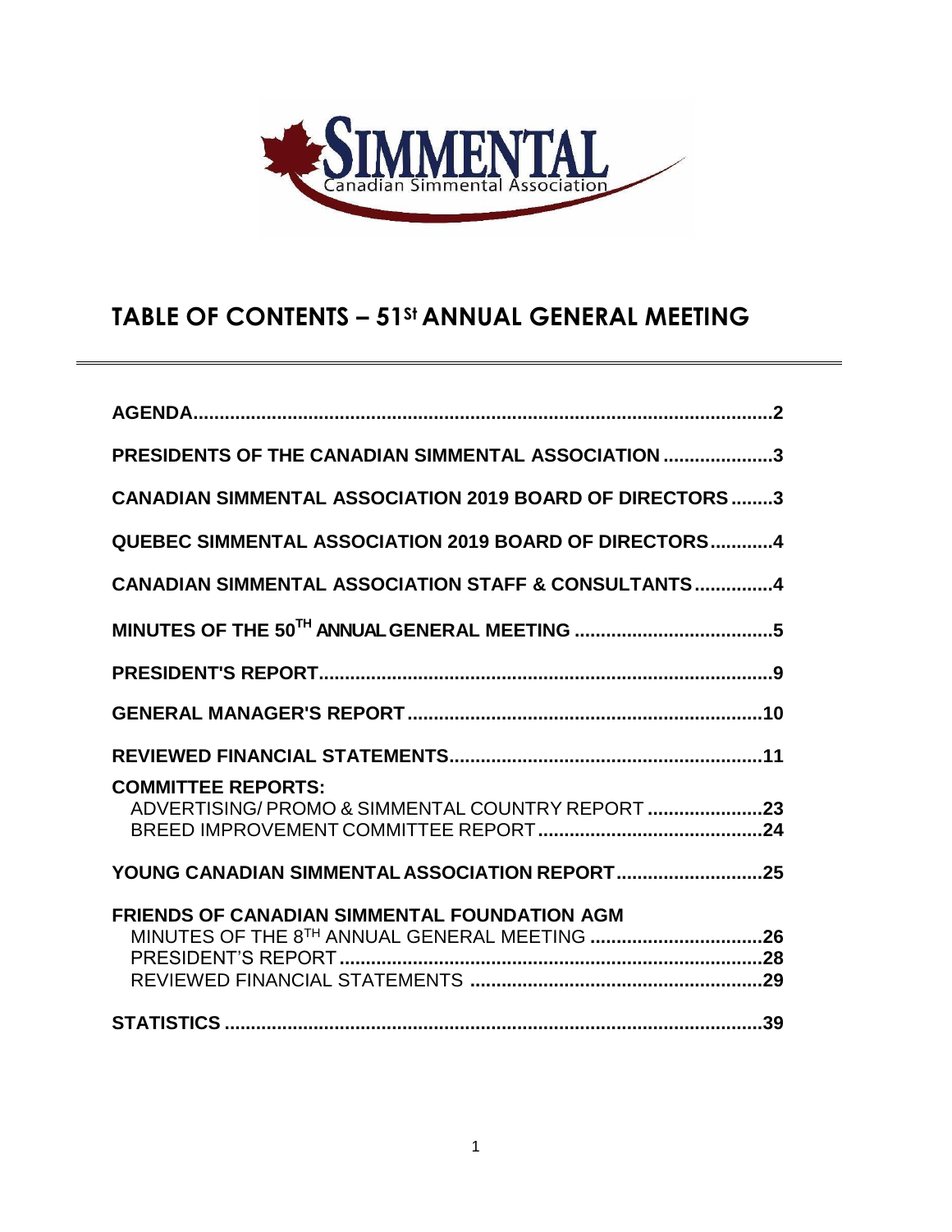SIMMENTAL
Canadian Simmental Association

# TABLE OF CONTENTS – 51St ANNUAL GENERAL MEETING

**AGENDA**...2

**PRESIDENTS OF THE CANADIAN SIMMENTAL ASSOCIATION**...3

**CANADIAN SIMMENTAL ASSOCIATION 2019 BOARD OF DIRECTORS**...3

**QUEBEC SIMMENTAL ASSOCIATION 2019 BOARD OF DIRECTORS**...4

**CANADIAN SIMMENTAL ASSOCIATION STAFF & CONSULTANTS**...4

**MINUTES OF THE 50TH ANNUAL GENERAL MEETING**...5

**PRESIDENT'S REPORT**...9

**GENERAL MANAGER'S REPORT**...10

**REVIEWED FINANCIAL STATEMENTS**...11

**COMMITTEE REPORTS:**
- ADVERTISING/ PROMO & SIMMENTAL COUNTRY REPORT...23
- BREED IMPROVEMENT COMMITTEE REPORT...24

**YOUNG CANADIAN SIMMENTAL ASSOCIATION REPORT**...25

**FRIENDS OF CANADIAN SIMMENTAL FOUNDATION AGM**
- MINUTES OF THE 8TH ANNUAL GENERAL MEETING...26
- PRESIDENT'S REPORT...28
- REVIEWED FINANCIAL STATEMENTS...29

**STATISTICS**...39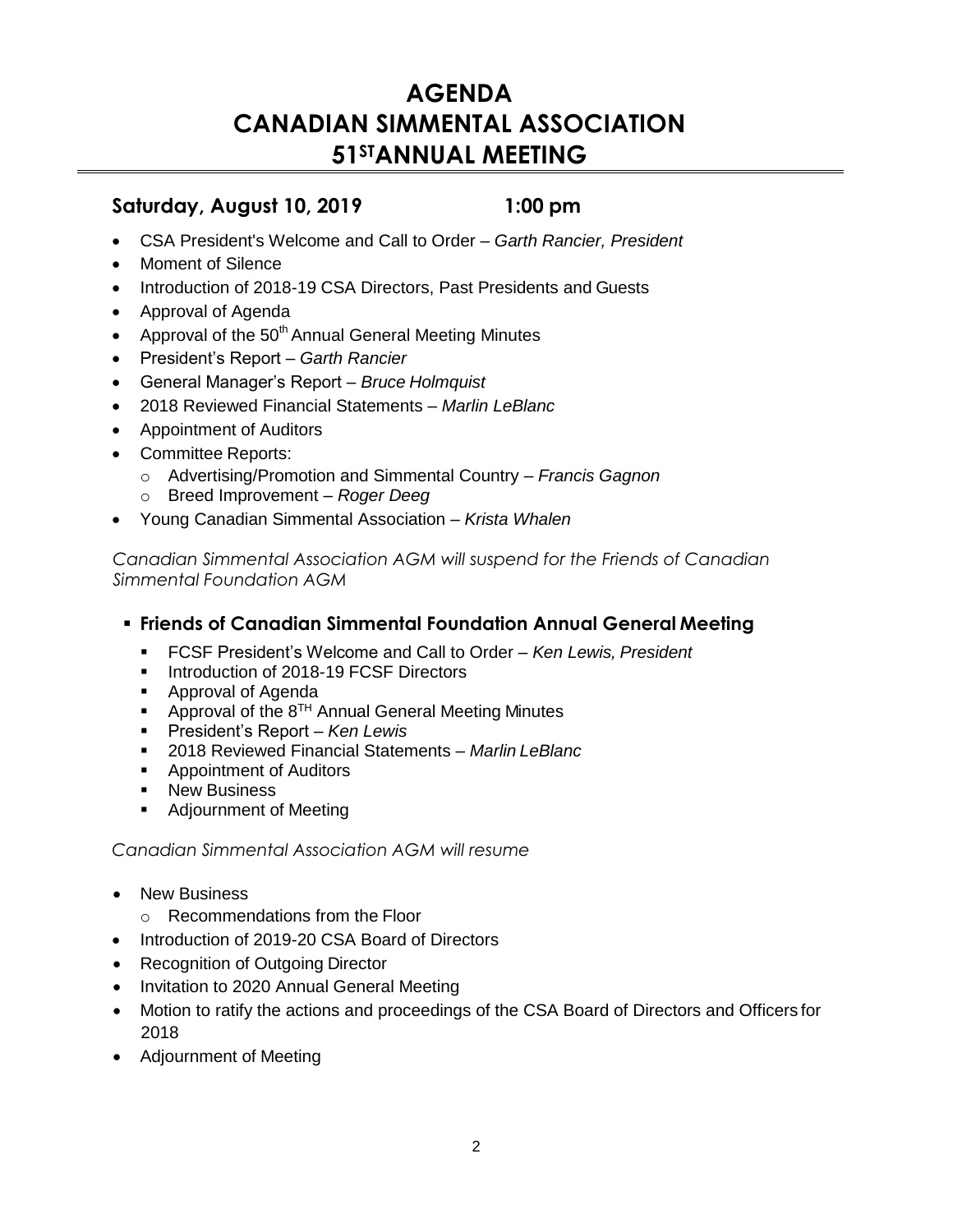# AGENDA
# CANADIAN SIMMENTAL ASSOCIATION
# 51ST ANNUAL MEETING

## Saturday, August 10, 2019 1:00 pm

- CSA President's Welcome and Call to Order – *Garth Rancier, President*
- Moment of Silence
- Introduction of 2018-19 CSA Directors, Past Presidents and Guests
- Approval of Agenda
- Approval of the 50th Annual General Meeting Minutes
- President's Report – *Garth Rancier*
- General Manager's Report – *Bruce Holmquist*
- 2018 Reviewed Financial Statements – *Marlin LeBlanc*
- Appointment of Auditors
- Committee Reports:
  - Advertising/Promotion and Simmental Country – *Francis Gagnon*
  - Breed Improvement – *Roger Deeg*
- Young Canadian Simmental Association – *Krista Whalen*

*Canadian Simmental Association AGM will suspend for the Friends of Canadian Simmental Foundation AGM*

- **Friends of Canadian Simmental Foundation Annual General Meeting**
  - FCSF President's Welcome and Call to Order – *Ken Lewis, President*
  - Introduction of 2018-19 FCSF Directors
  - Approval of Agenda
  - Approval of the 8TH Annual General Meeting Minutes
  - President's Report – *Ken Lewis*
  - 2018 Reviewed Financial Statements – *Marlin LeBlanc*
  - Appointment of Auditors
  - New Business
  - Adjournment of Meeting

*Canadian Simmental Association AGM will resume*

- New Business
  - Recommendations from the Floor
- Introduction of 2019-20 CSA Board of Directors
- Recognition of Outgoing Director
- Invitation to 2020 Annual General Meeting
- Motion to ratify the actions and proceedings of the CSA Board of Directors and Officers for 2018
- Adjournment of Meeting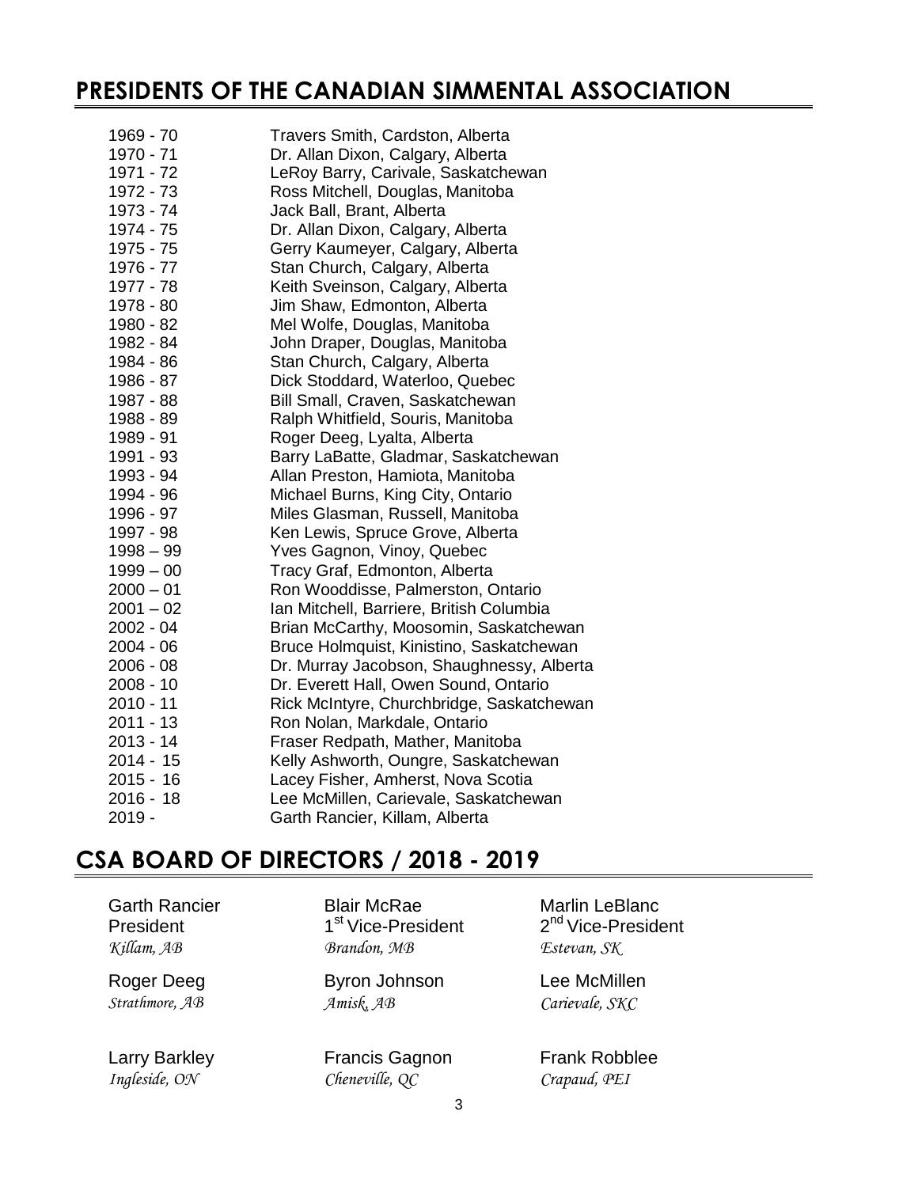## PRESIDENTS OF THE CANADIAN SIMMENTAL ASSOCIATION

| | |
|---|---|
| 1969 - 70 | Travers Smith, Cardston, Alberta |
| 1970 - 71 | Dr. Allan Dixon, Calgary, Alberta |
| 1971 - 72 | LeRoy Barry, Carivale, Saskatchewan |
| 1972 - 73 | Ross Mitchell, Douglas, Manitoba |
| 1973 - 74 | Jack Ball, Brant, Alberta |
| 1974 - 75 | Dr. Allan Dixon, Calgary, Alberta |
| 1975 - 75 | Gerry Kaumeyer, Calgary, Alberta |
| 1976 - 77 | Stan Church, Calgary, Alberta |
| 1977 - 78 | Keith Sveinson, Calgary, Alberta |
| 1978 - 80 | Jim Shaw, Edmonton, Alberta |
| 1980 - 82 | Mel Wolfe, Douglas, Manitoba |
| 1982 - 84 | John Draper, Douglas, Manitoba |
| 1984 - 86 | Stan Church, Calgary, Alberta |
| 1986 - 87 | Dick Stoddard, Waterloo, Quebec |
| 1987 - 88 | Bill Small, Craven, Saskatchewan |
| 1988 - 89 | Ralph Whitfield, Souris, Manitoba |
| 1989 - 91 | Roger Deeg, Lyalta, Alberta |
| 1991 - 93 | Barry LaBatte, Gladmar, Saskatchewan |
| 1993 - 94 | Allan Preston, Hamiota, Manitoba |
| 1994 - 96 | Michael Burns, King City, Ontario |
| 1996 - 97 | Miles Glasman, Russell, Manitoba |
| 1997 - 98 | Ken Lewis, Spruce Grove, Alberta |
| 1998 – 99 | Yves Gagnon, Vinoy, Quebec |
| 1999 – 00 | Tracy Graf, Edmonton, Alberta |
| 2000 – 01 | Ron Wooddisse, Palmerston, Ontario |
| 2001 – 02 | Ian Mitchell, Barriere, British Columbia |
| 2002 - 04 | Brian McCarthy, Moosomin, Saskatchewan |
| 2004 - 06 | Bruce Holmquist, Kinistino, Saskatchewan |
| 2006 - 08 | Dr. Murray Jacobson, Shaughnessy, Alberta |
| 2008 - 10 | Dr. Everett Hall, Owen Sound, Ontario |
| 2010 - 11 | Rick McIntyre, Churchbridge, Saskatchewan |
| 2011 - 13 | Ron Nolan, Markdale, Ontario |
| 2013 - 14 | Fraser Redpath, Mather, Manitoba |
| 2014 - 15 | Kelly Ashworth, Oungre, Saskatchewan |
| 2015 - 16 | Lacey Fisher, Amherst, Nova Scotia |
| 2016 - 18 | Lee McMillen, Carievale, Saskatchewan |
| 2019 - | Garth Rancier, Killam, Alberta |

## CSA BOARD OF DIRECTORS / 2018 - 2019

| | | |
|---|---|---|
| Garth Rancier<br>President<br>*Killam, AB* | Blair McRae<br>1st Vice-President<br>*Brandon, MB* | Marlin LeBlanc<br>2nd Vice-President<br>*Estevan, SK* |
| Roger Deeg<br>*Strathmore, AB* | Byron Johnson<br>*Amisk, AB* | Lee McMillen<br>*Carievale, SKC* |
| Larry Barkley<br>*Ingleside, ON* | Francis Gagnon<br>*Cheneville, QC* | Frank Robblee<br>*Crapaud, PEI* |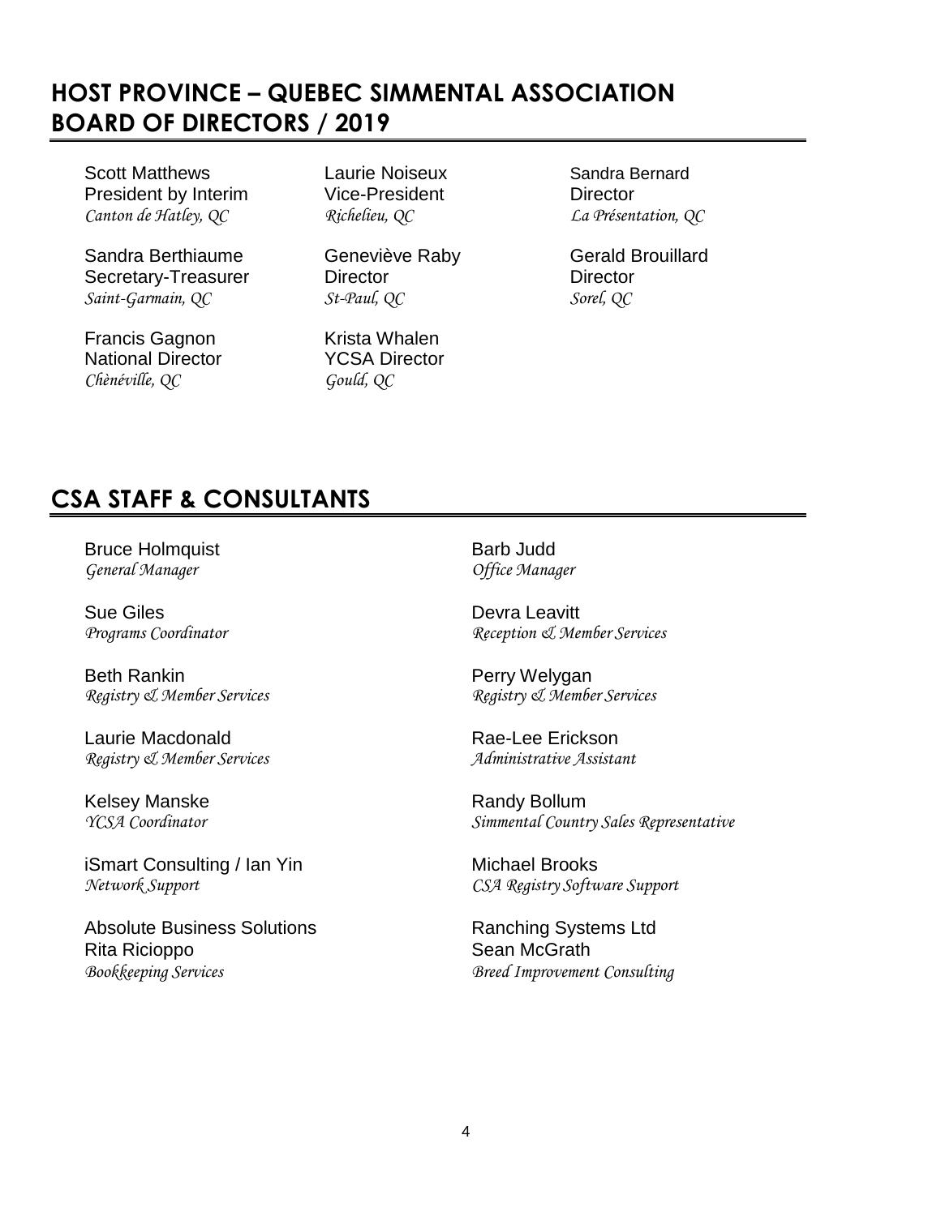## HOST PROVINCE – QUEBEC SIMMENTAL ASSOCIATION BOARD OF DIRECTORS / 2019

Scott Matthews
President by Interim
*Canton de Hatley, QC*

Laurie Noiseux
Vice-President
*Richelieu, QC*

Sandra Bernard
Director
*La Présentation, QC*

Sandra Berthiaume
Secretary-Treasurer
*Saint-Garmain, QC*

Geneviève Raby
Director
*St-Paul, QC*

Gerald Brouillard
Director
*Sorel, QC*

Francis Gagnon
National Director
*Chènéville, QC*

Krista Whalen
YCSA Director
*Gould, QC*

## CSA STAFF & CONSULTANTS

Bruce Holmquist
*General Manager*

Barb Judd
*Office Manager*

Sue Giles
*Programs Coordinator*

Devra Leavitt
*Reception & Member Services*

Beth Rankin
*Registry & Member Services*

Perry Welygan
*Registry & Member Services*

Laurie Macdonald
*Registry & Member Services*

Rae-Lee Erickson
*Administrative Assistant*

Kelsey Manske
*YCSA Coordinator*

Randy Bollum
*Simmental Country Sales Representative*

iSmart Consulting / Ian Yin
*Network Support*

Michael Brooks
*CSA Registry Software Support*

Absolute Business Solutions
Rita Ricioppo
*Bookkeeping Services*

Ranching Systems Ltd
Sean McGrath
*Breed Improvement Consulting*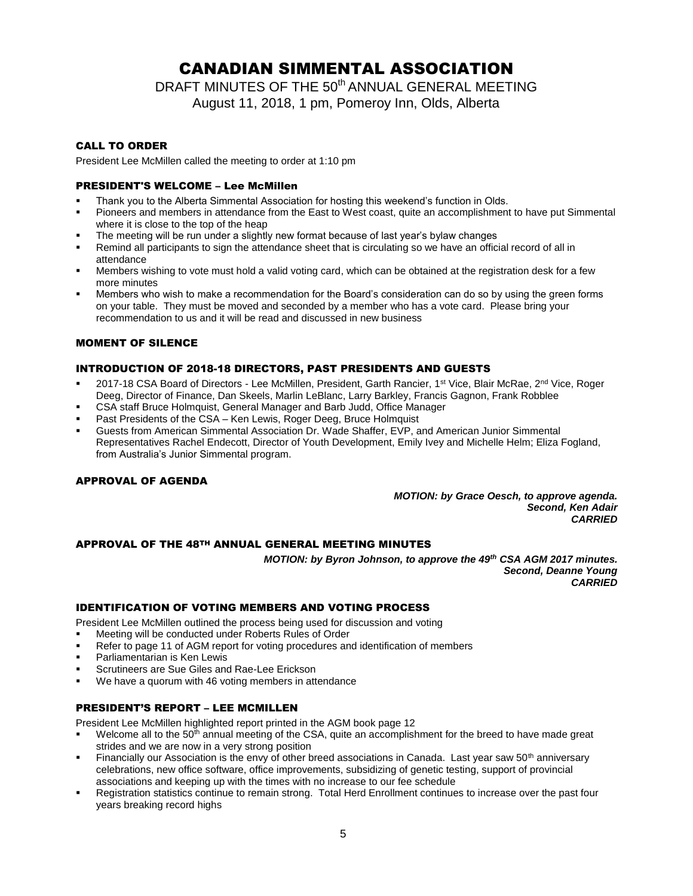# CANADIAN SIMMENTAL ASSOCIATION

DRAFT MINUTES OF THE 50th ANNUAL GENERAL MEETING

August 11, 2018, 1 pm, Pomeroy Inn, Olds, Alberta

## CALL TO ORDER

President Lee McMillen called the meeting to order at 1:10 pm

## PRESIDENT'S WELCOME – Lee McMillen

- Thank you to the Alberta Simmental Association for hosting this weekend's function in Olds.
- Pioneers and members in attendance from the East to West coast, quite an accomplishment to have put Simmental where it is close to the top of the heap
- The meeting will be run under a slightly new format because of last year's bylaw changes
- Remind all participants to sign the attendance sheet that is circulating so we have an official record of all in attendance
- Members wishing to vote must hold a valid voting card, which can be obtained at the registration desk for a few more minutes
- Members who wish to make a recommendation for the Board's consideration can do so by using the green forms on your table. They must be moved and seconded by a member who has a vote card. Please bring your recommendation to us and it will be read and discussed in new business

## MOMENT OF SILENCE

## INTRODUCTION OF 2018-18 DIRECTORS, PAST PRESIDENTS AND GUESTS

- 2017-18 CSA Board of Directors - Lee McMillen, President, Garth Rancier, 1st Vice, Blair McRae, 2nd Vice, Roger Deeg, Director of Finance, Dan Skeels, Marlin LeBlanc, Larry Barkley, Francis Gagnon, Frank Robblee
- CSA staff Bruce Holmquist, General Manager and Barb Judd, Office Manager
- Past Presidents of the CSA – Ken Lewis, Roger Deeg, Bruce Holmquist
- Guests from American Simmental Association Dr. Wade Shaffer, EVP, and American Junior Simmental Representatives Rachel Endecott, Director of Youth Development, Emily Ivey and Michelle Helm; Eliza Fogland, from Australia's Junior Simmental program.

## APPROVAL OF AGENDA

***MOTION: by Grace Oesch, to approve agenda.***
***Second, Ken Adair***
***CARRIED***

## APPROVAL OF THE 48TH ANNUAL GENERAL MEETING MINUTES

***MOTION: by Byron Johnson, to approve the 49th CSA AGM 2017 minutes.***
***Second, Deanne Young***
***CARRIED***

## IDENTIFICATION OF VOTING MEMBERS AND VOTING PROCESS

President Lee McMillen outlined the process being used for discussion and voting

- Meeting will be conducted under Roberts Rules of Order
- Refer to page 11 of AGM report for voting procedures and identification of members
- Parliamentarian is Ken Lewis
- Scrutineers are Sue Giles and Rae-Lee Erickson
- We have a quorum with 46 voting members in attendance

## PRESIDENT'S REPORT – LEE MCMILLEN

President Lee McMillen highlighted report printed in the AGM book page 12

- Welcome all to the 50th annual meeting of the CSA, quite an accomplishment for the breed to have made great strides and we are now in a very strong position
- Financially our Association is the envy of other breed associations in Canada. Last year saw 50th anniversary celebrations, new office software, office improvements, subsidizing of genetic testing, support of provincial associations and keeping up with the times with no increase to our fee schedule
- Registration statistics continue to remain strong. Total Herd Enrollment continues to increase over the past four years breaking record highs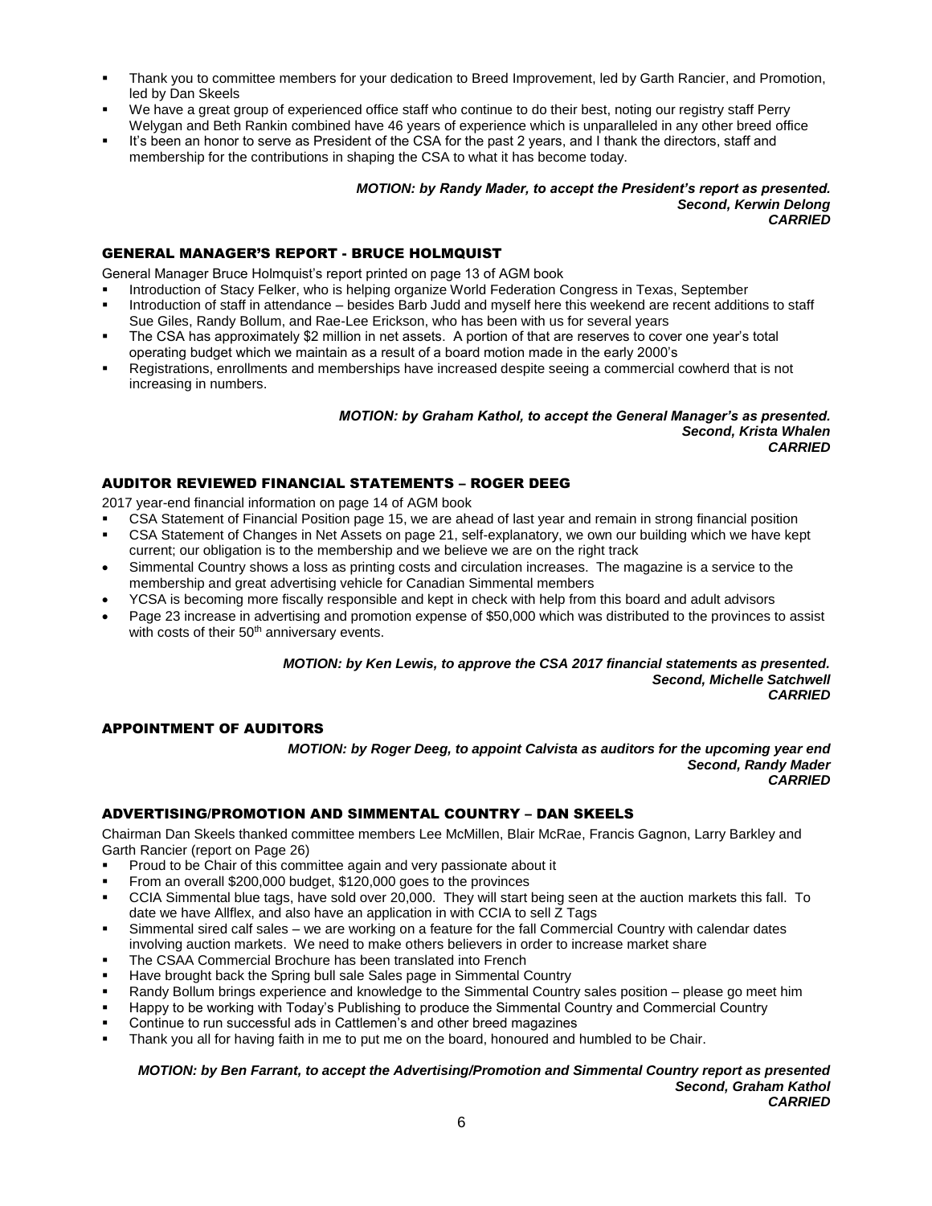- Thank you to committee members for your dedication to Breed Improvement, led by Garth Rancier, and Promotion, led by Dan Skeels
- We have a great group of experienced office staff who continue to do their best, noting our registry staff Perry Welygan and Beth Rankin combined have 46 years of experience which is unparalleled in any other breed office
- It's been an honor to serve as President of the CSA for the past 2 years, and I thank the directors, staff and membership for the contributions in shaping the CSA to what it has become today.

***MOTION: by Randy Mader, to accept the President's report as presented.***
***Second, Kerwin Delong***
***CARRIED***

## GENERAL MANAGER'S REPORT - BRUCE HOLMQUIST

General Manager Bruce Holmquist's report printed on page 13 of AGM book

- Introduction of Stacy Felker, who is helping organize World Federation Congress in Texas, September
- Introduction of staff in attendance – besides Barb Judd and myself here this weekend are recent additions to staff Sue Giles, Randy Bollum, and Rae-Lee Erickson, who has been with us for several years
- The CSA has approximately $2 million in net assets. A portion of that are reserves to cover one year's total operating budget which we maintain as a result of a board motion made in the early 2000's
- Registrations, enrollments and memberships have increased despite seeing a commercial cowherd that is not increasing in numbers.

***MOTION: by Graham Kathol, to accept the General Manager's as presented.***
***Second, Krista Whalen***
***CARRIED***

## AUDITOR REVIEWED FINANCIAL STATEMENTS – ROGER DEEG

2017 year-end financial information on page 14 of AGM book

- CSA Statement of Financial Position page 15, we are ahead of last year and remain in strong financial position
- CSA Statement of Changes in Net Assets on page 21, self-explanatory, we own our building which we have kept current; our obligation is to the membership and we believe we are on the right track
- Simmental Country shows a loss as printing costs and circulation increases. The magazine is a service to the membership and great advertising vehicle for Canadian Simmental members
- YCSA is becoming more fiscally responsible and kept in check with help from this board and adult advisors
- Page 23 increase in advertising and promotion expense of $50,000 which was distributed to the provinces to assist with costs of their 50th anniversary events.

***MOTION: by Ken Lewis, to approve the CSA 2017 financial statements as presented.***
***Second, Michelle Satchwell***
***CARRIED***

## APPOINTMENT OF AUDITORS

***MOTION: by Roger Deeg, to appoint Calvista as auditors for the upcoming year end***
***Second, Randy Mader***
***CARRIED***

## ADVERTISING/PROMOTION AND SIMMENTAL COUNTRY – DAN SKEELS

Chairman Dan Skeels thanked committee members Lee McMillen, Blair McRae, Francis Gagnon, Larry Barkley and Garth Rancier (report on Page 26)

- Proud to be Chair of this committee again and very passionate about it
- From an overall $200,000 budget, $120,000 goes to the provinces
- CCIA Simmental blue tags, have sold over 20,000. They will start being seen at the auction markets this fall. To date we have Allflex, and also have an application in with CCIA to sell Z Tags
- Simmental sired calf sales – we are working on a feature for the fall Commercial Country with calendar dates involving auction markets. We need to make others believers in order to increase market share
- The CSAA Commercial Brochure has been translated into French
- Have brought back the Spring bull sale Sales page in Simmental Country
- Randy Bollum brings experience and knowledge to the Simmental Country sales position – please go meet him
- Happy to be working with Today's Publishing to produce the Simmental Country and Commercial Country
- Continue to run successful ads in Cattlemen's and other breed magazines
- Thank you all for having faith in me to put me on the board, honoured and humbled to be Chair.

***MOTION: by Ben Farrant, to accept the Advertising/Promotion and Simmental Country report as presented***
***Second, Graham Kathol***
***CARRIED***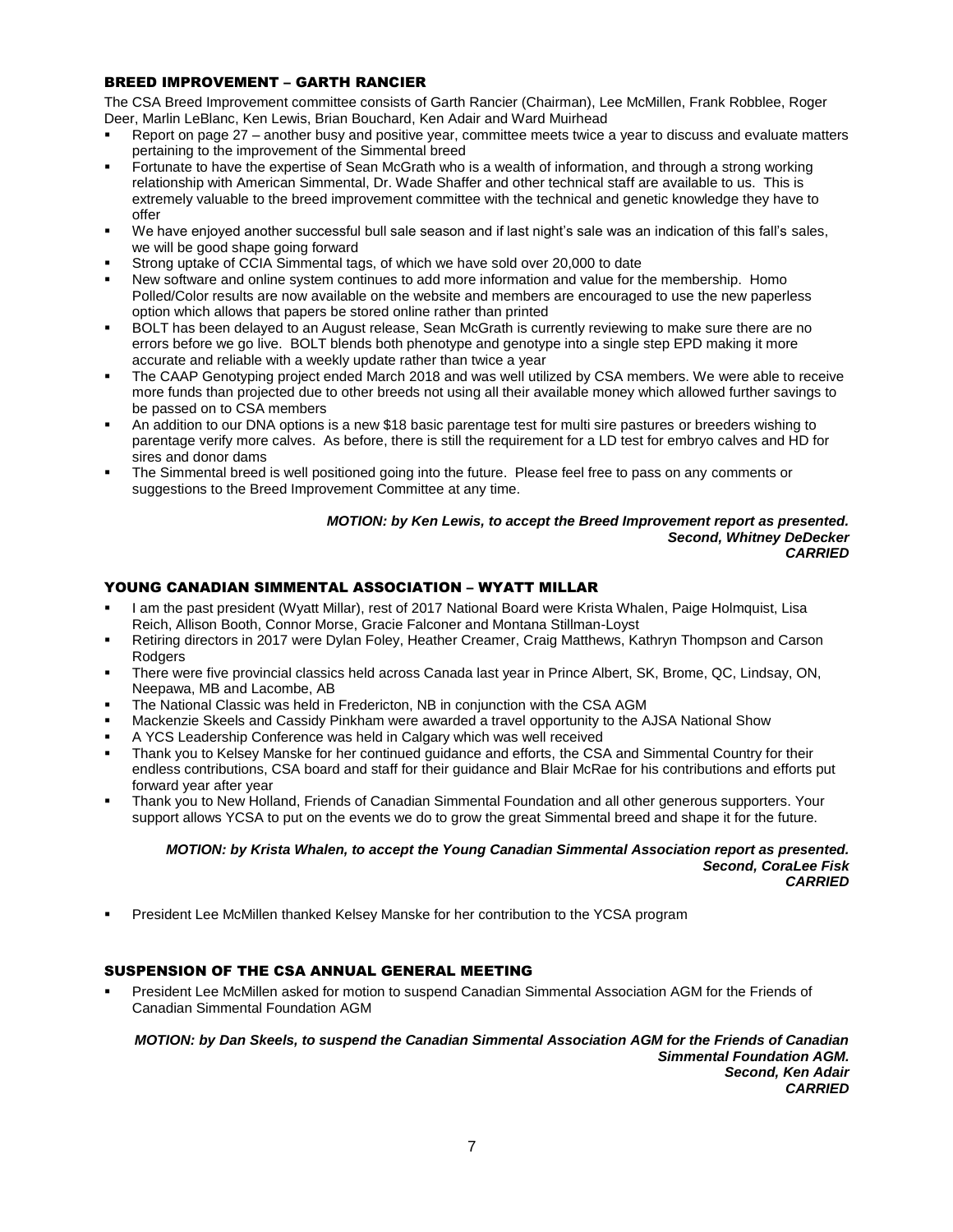## BREED IMPROVEMENT – GARTH RANCIER

The CSA Breed Improvement committee consists of Garth Rancier (Chairman), Lee McMillen, Frank Robblee, Roger Deer, Marlin LeBlanc, Ken Lewis, Brian Bouchard, Ken Adair and Ward Muirhead

- Report on page 27 – another busy and positive year, committee meets twice a year to discuss and evaluate matters pertaining to the improvement of the Simmental breed
- Fortunate to have the expertise of Sean McGrath who is a wealth of information, and through a strong working relationship with American Simmental, Dr. Wade Shaffer and other technical staff are available to us. This is extremely valuable to the breed improvement committee with the technical and genetic knowledge they have to offer
- We have enjoyed another successful bull sale season and if last night's sale was an indication of this fall's sales, we will be good shape going forward
- Strong uptake of CCIA Simmental tags, of which we have sold over 20,000 to date
- New software and online system continues to add more information and value for the membership. Homo Polled/Color results are now available on the website and members are encouraged to use the new paperless option which allows that papers be stored online rather than printed
- BOLT has been delayed to an August release, Sean McGrath is currently reviewing to make sure there are no errors before we go live. BOLT blends both phenotype and genotype into a single step EPD making it more accurate and reliable with a weekly update rather than twice a year
- The CAAP Genotyping project ended March 2018 and was well utilized by CSA members. We were able to receive more funds than projected due to other breeds not using all their available money which allowed further savings to be passed on to CSA members
- An addition to our DNA options is a new $18 basic parentage test for multi sire pastures or breeders wishing to parentage verify more calves. As before, there is still the requirement for a LD test for embryo calves and HD for sires and donor dams
- The Simmental breed is well positioned going into the future. Please feel free to pass on any comments or suggestions to the Breed Improvement Committee at any time.

***MOTION: by Ken Lewis, to accept the Breed Improvement report as presented.***
***Second, Whitney DeDecker***
***CARRIED***

## YOUNG CANADIAN SIMMENTAL ASSOCIATION – WYATT MILLAR

- I am the past president (Wyatt Millar), rest of 2017 National Board were Krista Whalen, Paige Holmquist, Lisa Reich, Allison Booth, Connor Morse, Gracie Falconer and Montana Stillman-Loyst
- Retiring directors in 2017 were Dylan Foley, Heather Creamer, Craig Matthews, Kathryn Thompson and Carson Rodgers
- There were five provincial classics held across Canada last year in Prince Albert, SK, Brome, QC, Lindsay, ON, Neepawa, MB and Lacombe, AB
- The National Classic was held in Fredericton, NB in conjunction with the CSA AGM
- Mackenzie Skeels and Cassidy Pinkham were awarded a travel opportunity to the AJSA National Show
- A YCS Leadership Conference was held in Calgary which was well received
- Thank you to Kelsey Manske for her continued guidance and efforts, the CSA and Simmental Country for their endless contributions, CSA board and staff for their guidance and Blair McRae for his contributions and efforts put forward year after year
- Thank you to New Holland, Friends of Canadian Simmental Foundation and all other generous supporters. Your support allows YCSA to put on the events we do to grow the great Simmental breed and shape it for the future.

***MOTION: by Krista Whalen, to accept the Young Canadian Simmental Association report as presented.***
***Second, CoraLee Fisk***
***CARRIED***

- President Lee McMillen thanked Kelsey Manske for her contribution to the YCSA program

## SUSPENSION OF THE CSA ANNUAL GENERAL MEETING

- President Lee McMillen asked for motion to suspend Canadian Simmental Association AGM for the Friends of Canadian Simmental Foundation AGM

***MOTION: by Dan Skeels, to suspend the Canadian Simmental Association AGM for the Friends of Canadian Simmental Foundation AGM.***
***Second, Ken Adair***
***CARRIED***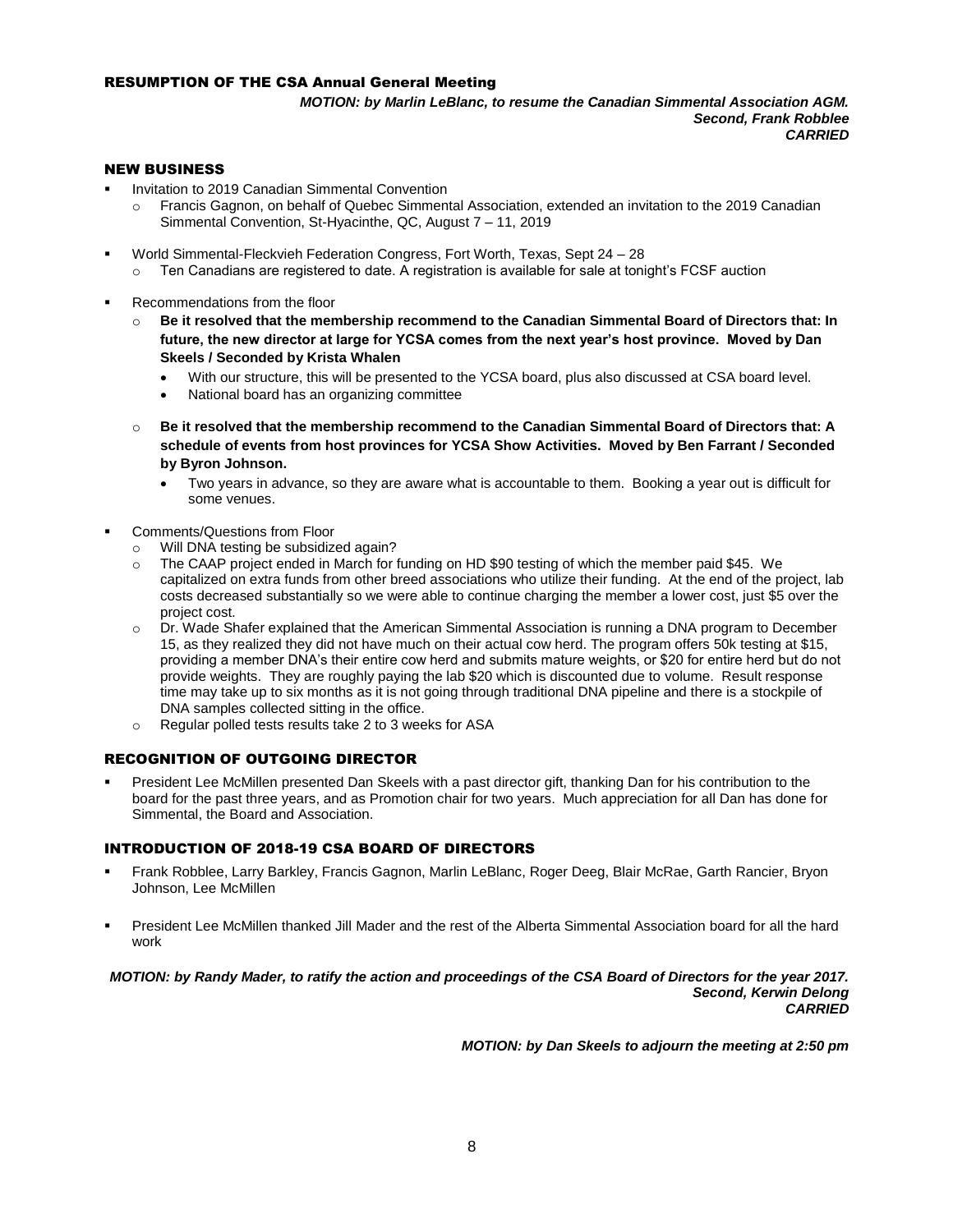## RESUMPTION OF THE CSA Annual General Meeting

***MOTION: by Marlin LeBlanc, to resume the Canadian Simmental Association AGM.***
***Second, Frank Robblee***
***CARRIED***

## NEW BUSINESS

- Invitation to 2019 Canadian Simmental Convention
  - Francis Gagnon, on behalf of Quebec Simmental Association, extended an invitation to the 2019 Canadian Simmental Convention, St-Hyacinthe, QC, August 7 – 11, 2019
- World Simmental-Fleckvieh Federation Congress, Fort Worth, Texas, Sept 24 – 28
  - Ten Canadians are registered to date. A registration is available for sale at tonight's FCSF auction
- Recommendations from the floor
  - **Be it resolved that the membership recommend to the Canadian Simmental Board of Directors that: In future, the new director at large for YCSA comes from the next year's host province. Moved by Dan Skeels / Seconded by Krista Whalen**
    - With our structure, this will be presented to the YCSA board, plus also discussed at CSA board level.
    - National board has an organizing committee
  - **Be it resolved that the membership recommend to the Canadian Simmental Board of Directors that: A schedule of events from host provinces for YCSA Show Activities. Moved by Ben Farrant / Seconded by Byron Johnson.**
    - Two years in advance, so they are aware what is accountable to them. Booking a year out is difficult for some venues.
- Comments/Questions from Floor
  - Will DNA testing be subsidized again?
  - The CAAP project ended in March for funding on HD $90 testing of which the member paid $45. We capitalized on extra funds from other breed associations who utilize their funding. At the end of the project, lab costs decreased substantially so we were able to continue charging the member a lower cost, just $5 over the project cost.
  - Dr. Wade Shafer explained that the American Simmental Association is running a DNA program to December 15, as they realized they did not have much on their actual cow herd. The program offers 50k testing at $15, providing a member DNA's their entire cow herd and submits mature weights, or $20 for entire herd but do not provide weights. They are roughly paying the lab $20 which is discounted due to volume. Result response time may take up to six months as it is not going through traditional DNA pipeline and there is a stockpile of DNA samples collected sitting in the office.
  - Regular polled tests results take 2 to 3 weeks for ASA

## RECOGNITION OF OUTGOING DIRECTOR

- President Lee McMillen presented Dan Skeels with a past director gift, thanking Dan for his contribution to the board for the past three years, and as Promotion chair for two years. Much appreciation for all Dan has done for Simmental, the Board and Association.

## INTRODUCTION OF 2018-19 CSA BOARD OF DIRECTORS

- Frank Robblee, Larry Barkley, Francis Gagnon, Marlin LeBlanc, Roger Deeg, Blair McRae, Garth Rancier, Bryon Johnson, Lee McMillen
- President Lee McMillen thanked Jill Mader and the rest of the Alberta Simmental Association board for all the hard work

***MOTION: by Randy Mader, to ratify the action and proceedings of the CSA Board of Directors for the year 2017.***
***Second, Kerwin Delong***
***CARRIED***

***MOTION: by Dan Skeels to adjourn the meeting at 2:50 pm***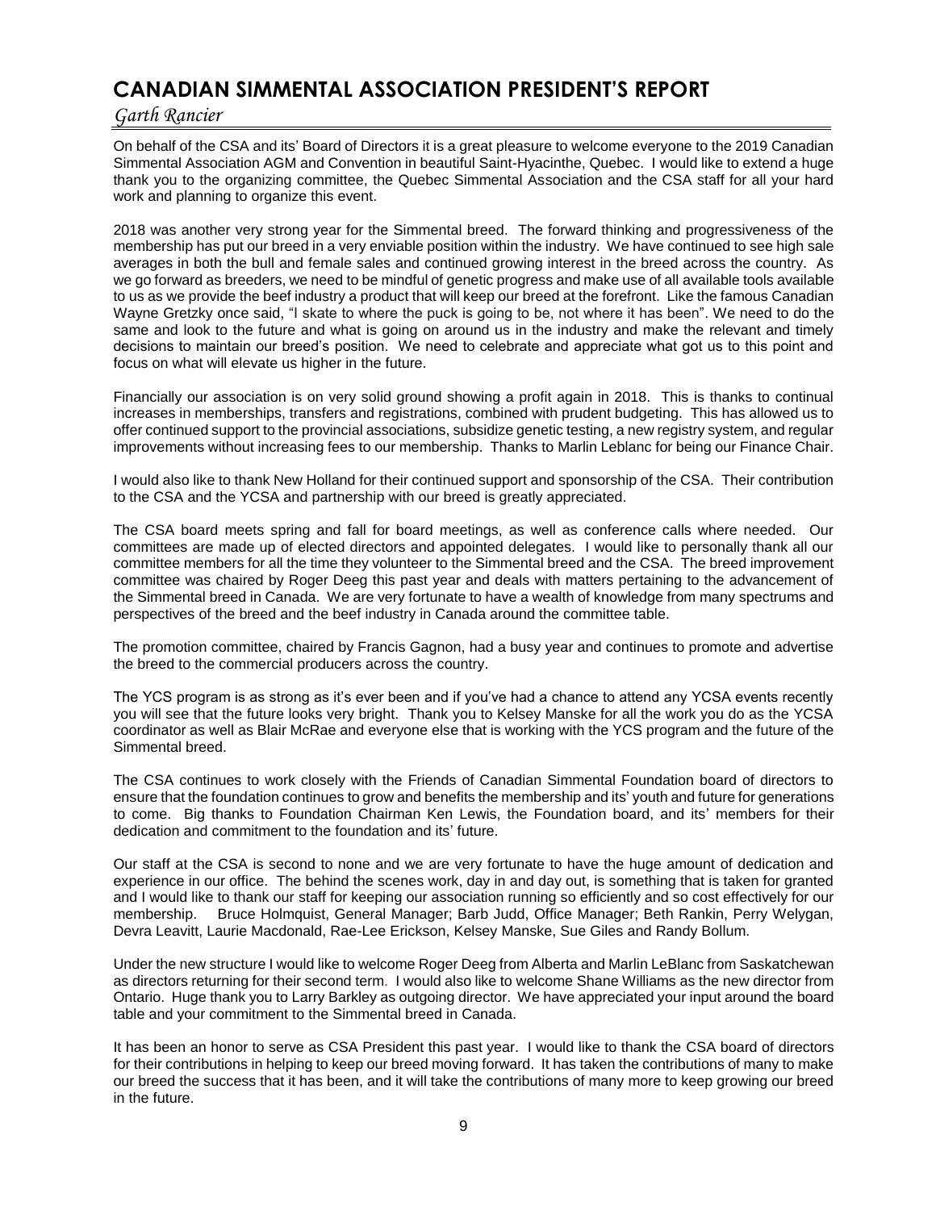# CANADIAN SIMMENTAL ASSOCIATION PRESIDENT'S REPORT

*Garth Rancier*

On behalf of the CSA and its' Board of Directors it is a great pleasure to welcome everyone to the 2019 Canadian Simmental Association AGM and Convention in beautiful Saint-Hyacinthe, Quebec. I would like to extend a huge thank you to the organizing committee, the Quebec Simmental Association and the CSA staff for all your hard work and planning to organize this event.

2018 was another very strong year for the Simmental breed. The forward thinking and progressiveness of the membership has put our breed in a very enviable position within the industry. We have continued to see high sale averages in both the bull and female sales and continued growing interest in the breed across the country. As we go forward as breeders, we need to be mindful of genetic progress and make use of all available tools available to us as we provide the beef industry a product that will keep our breed at the forefront. Like the famous Canadian Wayne Gretzky once said, "I skate to where the puck is going to be, not where it has been". We need to do the same and look to the future and what is going on around us in the industry and make the relevant and timely decisions to maintain our breed's position. We need to celebrate and appreciate what got us to this point and focus on what will elevate us higher in the future.

Financially our association is on very solid ground showing a profit again in 2018. This is thanks to continual increases in memberships, transfers and registrations, combined with prudent budgeting. This has allowed us to offer continued support to the provincial associations, subsidize genetic testing, a new registry system, and regular improvements without increasing fees to our membership. Thanks to Marlin Leblanc for being our Finance Chair.

I would also like to thank New Holland for their continued support and sponsorship of the CSA. Their contribution to the CSA and the YCSA and partnership with our breed is greatly appreciated.

The CSA board meets spring and fall for board meetings, as well as conference calls where needed. Our committees are made up of elected directors and appointed delegates. I would like to personally thank all our committee members for all the time they volunteer to the Simmental breed and the CSA. The breed improvement committee was chaired by Roger Deeg this past year and deals with matters pertaining to the advancement of the Simmental breed in Canada. We are very fortunate to have a wealth of knowledge from many spectrums and perspectives of the breed and the beef industry in Canada around the committee table.

The promotion committee, chaired by Francis Gagnon, had a busy year and continues to promote and advertise the breed to the commercial producers across the country.

The YCS program is as strong as it's ever been and if you've had a chance to attend any YCSA events recently you will see that the future looks very bright. Thank you to Kelsey Manske for all the work you do as the YCSA coordinator as well as Blair McRae and everyone else that is working with the YCS program and the future of the Simmental breed.

The CSA continues to work closely with the Friends of Canadian Simmental Foundation board of directors to ensure that the foundation continues to grow and benefits the membership and its' youth and future for generations to come. Big thanks to Foundation Chairman Ken Lewis, the Foundation board, and its' members for their dedication and commitment to the foundation and its' future.

Our staff at the CSA is second to none and we are very fortunate to have the huge amount of dedication and experience in our office. The behind the scenes work, day in and day out, is something that is taken for granted and I would like to thank our staff for keeping our association running so efficiently and so cost effectively for our membership. Bruce Holmquist, General Manager; Barb Judd, Office Manager; Beth Rankin, Perry Welygan, Devra Leavitt, Laurie Macdonald, Rae-Lee Erickson, Kelsey Manske, Sue Giles and Randy Bollum.

Under the new structure I would like to welcome Roger Deeg from Alberta and Marlin LeBlanc from Saskatchewan as directors returning for their second term. I would also like to welcome Shane Williams as the new director from Ontario. Huge thank you to Larry Barkley as outgoing director. We have appreciated your input around the board table and your commitment to the Simmental breed in Canada.

It has been an honor to serve as CSA President this past year. I would like to thank the CSA board of directors for their contributions in helping to keep our breed moving forward. It has taken the contributions of many to make our breed the success that it has been, and it will take the contributions of many more to keep growing our breed in the future.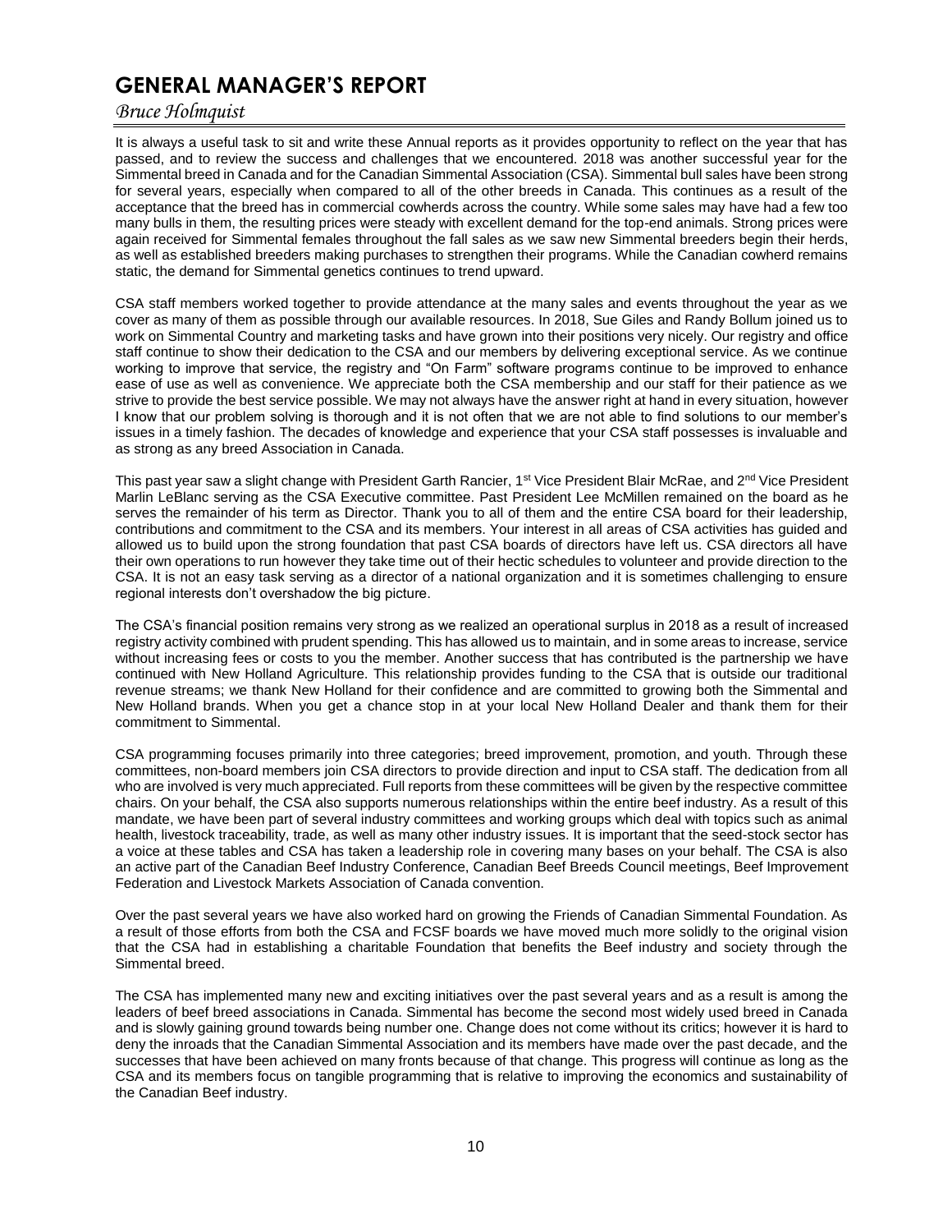# GENERAL MANAGER'S REPORT

*Bruce Holmquist*

It is always a useful task to sit and write these Annual reports as it provides opportunity to reflect on the year that has passed, and to review the success and challenges that we encountered. 2018 was another successful year for the Simmental breed in Canada and for the Canadian Simmental Association (CSA). Simmental bull sales have been strong for several years, especially when compared to all of the other breeds in Canada. This continues as a result of the acceptance that the breed has in commercial cowherds across the country. While some sales may have had a few too many bulls in them, the resulting prices were steady with excellent demand for the top-end animals. Strong prices were again received for Simmental females throughout the fall sales as we saw new Simmental breeders begin their herds, as well as established breeders making purchases to strengthen their programs. While the Canadian cowherd remains static, the demand for Simmental genetics continues to trend upward.

CSA staff members worked together to provide attendance at the many sales and events throughout the year as we cover as many of them as possible through our available resources. In 2018, Sue Giles and Randy Bollum joined us to work on Simmental Country and marketing tasks and have grown into their positions very nicely. Our registry and office staff continue to show their dedication to the CSA and our members by delivering exceptional service. As we continue working to improve that service, the registry and "On Farm" software programs continue to be improved to enhance ease of use as well as convenience. We appreciate both the CSA membership and our staff for their patience as we strive to provide the best service possible. We may not always have the answer right at hand in every situation, however I know that our problem solving is thorough and it is not often that we are not able to find solutions to our member's issues in a timely fashion. The decades of knowledge and experience that your CSA staff possesses is invaluable and as strong as any breed Association in Canada.

This past year saw a slight change with President Garth Rancier, 1st Vice President Blair McRae, and 2nd Vice President Marlin LeBlanc serving as the CSA Executive committee. Past President Lee McMillen remained on the board as he serves the remainder of his term as Director. Thank you to all of them and the entire CSA board for their leadership, contributions and commitment to the CSA and its members. Your interest in all areas of CSA activities has guided and allowed us to build upon the strong foundation that past CSA boards of directors have left us. CSA directors all have their own operations to run however they take time out of their hectic schedules to volunteer and provide direction to the CSA. It is not an easy task serving as a director of a national organization and it is sometimes challenging to ensure regional interests don't overshadow the big picture.

The CSA's financial position remains very strong as we realized an operational surplus in 2018 as a result of increased registry activity combined with prudent spending. This has allowed us to maintain, and in some areas to increase, service without increasing fees or costs to you the member. Another success that has contributed is the partnership we have continued with New Holland Agriculture. This relationship provides funding to the CSA that is outside our traditional revenue streams; we thank New Holland for their confidence and are committed to growing both the Simmental and New Holland brands. When you get a chance stop in at your local New Holland Dealer and thank them for their commitment to Simmental.

CSA programming focuses primarily into three categories; breed improvement, promotion, and youth. Through these committees, non-board members join CSA directors to provide direction and input to CSA staff. The dedication from all who are involved is very much appreciated. Full reports from these committees will be given by the respective committee chairs. On your behalf, the CSA also supports numerous relationships within the entire beef industry. As a result of this mandate, we have been part of several industry committees and working groups which deal with topics such as animal health, livestock traceability, trade, as well as many other industry issues. It is important that the seed-stock sector has a voice at these tables and CSA has taken a leadership role in covering many bases on your behalf. The CSA is also an active part of the Canadian Beef Industry Conference, Canadian Beef Breeds Council meetings, Beef Improvement Federation and Livestock Markets Association of Canada convention.

Over the past several years we have also worked hard on growing the Friends of Canadian Simmental Foundation. As a result of those efforts from both the CSA and FCSF boards we have moved much more solidly to the original vision that the CSA had in establishing a charitable Foundation that benefits the Beef industry and society through the Simmental breed.

The CSA has implemented many new and exciting initiatives over the past several years and as a result is among the leaders of beef breed associations in Canada. Simmental has become the second most widely used breed in Canada and is slowly gaining ground towards being number one. Change does not come without its critics; however it is hard to deny the inroads that the Canadian Simmental Association and its members have made over the past decade, and the successes that have been achieved on many fronts because of that change. This progress will continue as long as the CSA and its members focus on tangible programming that is relative to improving the economics and sustainability of the Canadian Beef industry.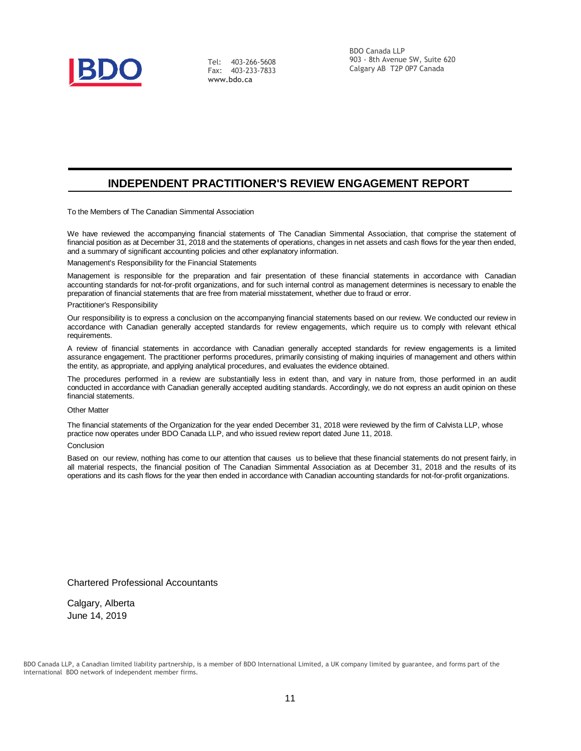BDO

Tel: 403-266-5608
Fax: 403-233-7833
**www.bdo.ca**

BDO Canada LLP
903 - 8th Avenue SW, Suite 620
Calgary AB T2P 0P7 Canada

## INDEPENDENT PRACTITIONER'S REVIEW ENGAGEMENT REPORT

To the Members of The Canadian Simmental Association

We have reviewed the accompanying financial statements of The Canadian Simmental Association, that comprise the statement of financial position as at December 31, 2018 and the statements of operations, changes in net assets and cash flows for the year then ended, and a summary of significant accounting policies and other explanatory information.

Management's Responsibility for the Financial Statements

Management is responsible for the preparation and fair presentation of these financial statements in accordance with Canadian accounting standards for not-for-profit organizations, and for such internal control as management determines is necessary to enable the preparation of financial statements that are free from material misstatement, whether due to fraud or error.

Practitioner's Responsibility

Our responsibility is to express a conclusion on the accompanying financial statements based on our review. We conducted our review in accordance with Canadian generally accepted standards for review engagements, which require us to comply with relevant ethical requirements.

A review of financial statements in accordance with Canadian generally accepted standards for review engagements is a limited assurance engagement. The practitioner performs procedures, primarily consisting of making inquiries of management and others within the entity, as appropriate, and applying analytical procedures, and evaluates the evidence obtained.

The procedures performed in a review are substantially less in extent than, and vary in nature from, those performed in an audit conducted in accordance with Canadian generally accepted auditing standards. Accordingly, we do not express an audit opinion on these financial statements.

Other Matter

The financial statements of the Organization for the year ended December 31, 2018 were reviewed by the firm of Calvista LLP, whose practice now operates under BDO Canada LLP, and who issued review report dated June 11, 2018.

Conclusion

Based on our review, nothing has come to our attention that causes us to believe that these financial statements do not present fairly, in all material respects, the financial position of The Canadian Simmental Association as at December 31, 2018 and the results of its operations and its cash flows for the year then ended in accordance with Canadian accounting standards for not-for-profit organizations.

Chartered Professional Accountants

Calgary, Alberta
June 14, 2019

BDO Canada LLP, a Canadian limited liability partnership, is a member of BDO International Limited, a UK company limited by guarantee, and forms part of the international BDO network of independent member firms.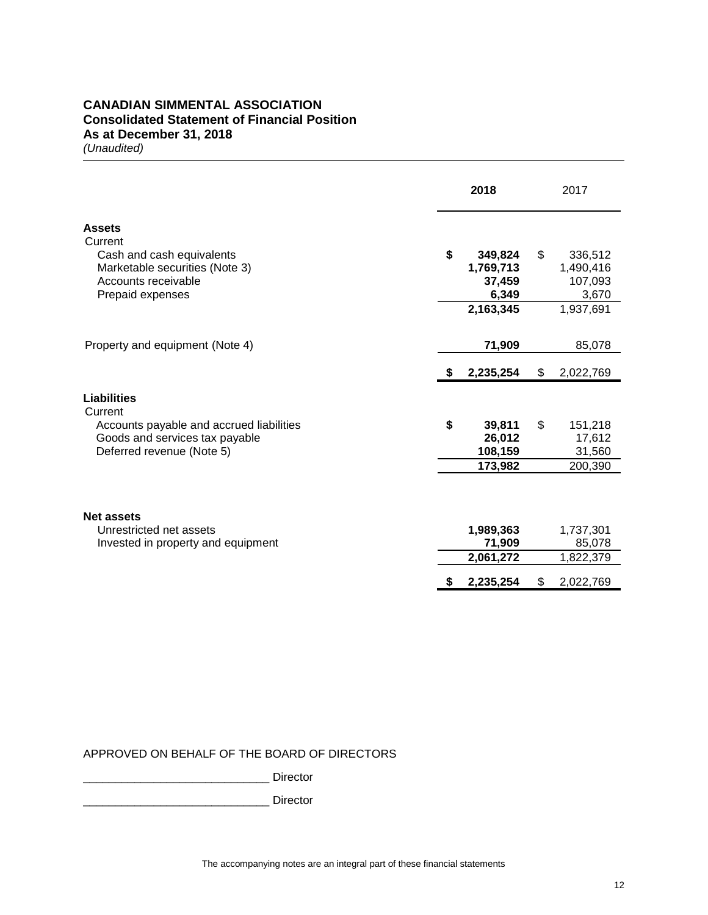# CANADIAN SIMMENTAL ASSOCIATION
## Consolidated Statement of Financial Position
## As at December 31, 2018
*(Unaudited)*

| | 2018 | 2017 |
|---|---|---|
| **Assets** | | |
| Current | | |
| Cash and cash equivalents | **$ 349,824** | $ 336,512 |
| Marketable securities (Note 3) | **1,769,713** | 1,490,416 |
| Accounts receivable | **37,459** | 107,093 |
| Prepaid expenses | **6,349** | 3,670 |
| | **2,163,345** | 1,937,691 |
| Property and equipment (Note 4) | **71,909** | 85,078 |
| | **$ 2,235,254** | $ 2,022,769 |
| **Liabilities** | | |
| Current | | |
| Accounts payable and accrued liabilities | **$ 39,811** | $ 151,218 |
| Goods and services tax payable | **26,012** | 17,612 |
| Deferred revenue (Note 5) | **108,159** | 31,560 |
| | **173,982** | 200,390 |
| **Net assets** | | |
| Unrestricted net assets | **1,989,363** | 1,737,301 |
| Invested in property and equipment | **71,909** | 85,078 |
| | **2,061,272** | 1,822,379 |
| | **$ 2,235,254** | $ 2,022,769 |

APPROVED ON BEHALF OF THE BOARD OF DIRECTORS

_____________________________ Director

_____________________________ Director

The accompanying notes are an integral part of these financial statements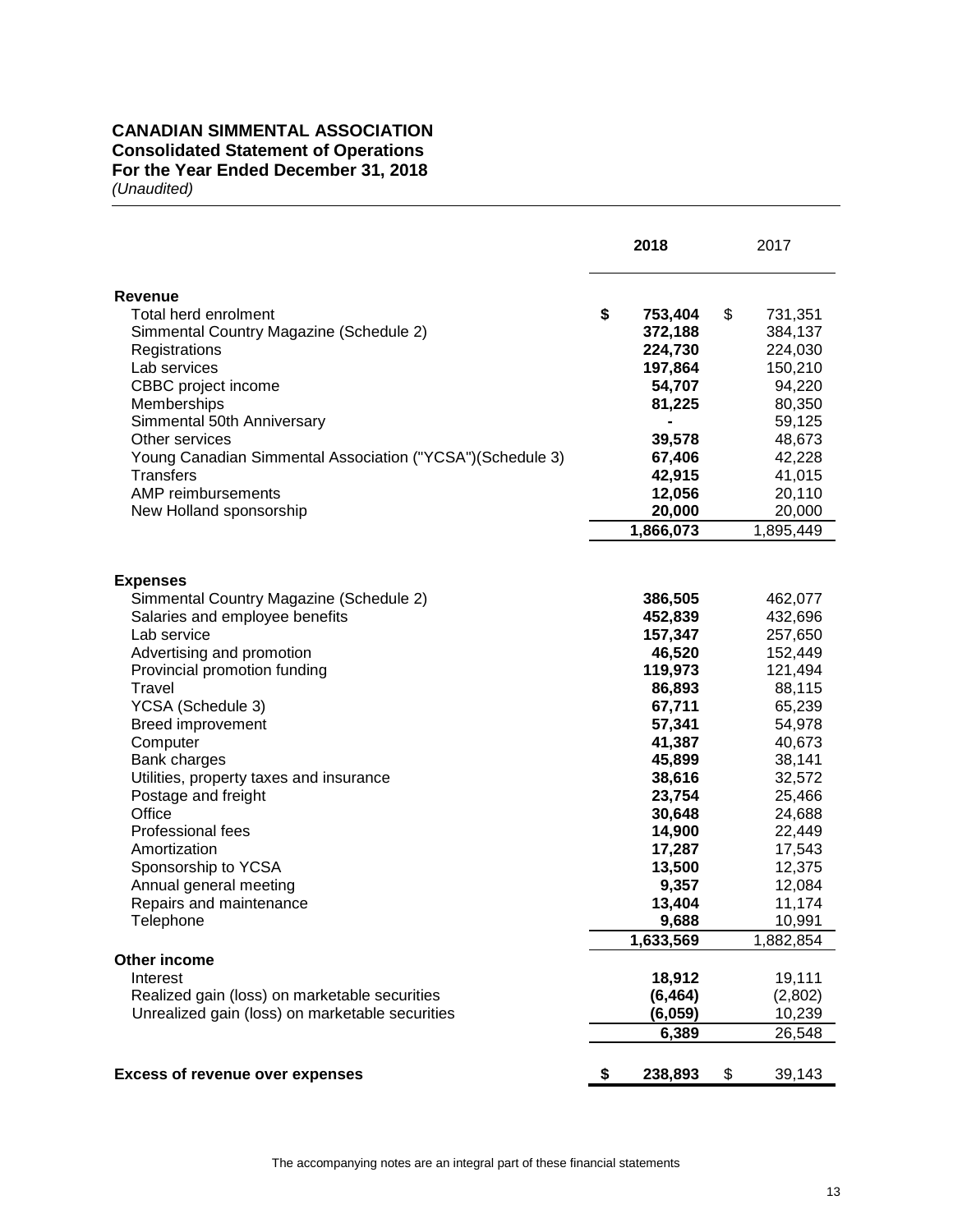# CANADIAN SIMMENTAL ASSOCIATION
## Consolidated Statement of Operations
## For the Year Ended December 31, 2018
*(Unaudited)*

| | 2018 | 2017 |
|---|---|---|
| **Revenue** | | |
| Total herd enrolment | **$ 753,404** | $ 731,351 |
| Simmental Country Magazine (Schedule 2) | **372,188** | 384,137 |
| Registrations | **224,730** | 224,030 |
| Lab services | **197,864** | 150,210 |
| CBBC project income | **54,707** | 94,220 |
| Memberships | **81,225** | 80,350 |
| Simmental 50th Anniversary | **-** | 59,125 |
| Other services | **39,578** | 48,673 |
| Young Canadian Simmental Association ("YCSA")(Schedule 3) | **67,406** | 42,228 |
| Transfers | **42,915** | 41,015 |
| AMP reimbursements | **12,056** | 20,110 |
| New Holland sponsorship | **20,000** | 20,000 |
| | **1,866,073** | 1,895,449 |
| **Expenses** | | |
| Simmental Country Magazine (Schedule 2) | **386,505** | 462,077 |
| Salaries and employee benefits | **452,839** | 432,696 |
| Lab service | **157,347** | 257,650 |
| Advertising and promotion | **46,520** | 152,449 |
| Provincial promotion funding | **119,973** | 121,494 |
| Travel | **86,893** | 88,115 |
| YCSA (Schedule 3) | **67,711** | 65,239 |
| Breed improvement | **57,341** | 54,978 |
| Computer | **41,387** | 40,673 |
| Bank charges | **45,899** | 38,141 |
| Utilities, property taxes and insurance | **38,616** | 32,572 |
| Postage and freight | **23,754** | 25,466 |
| Office | **30,648** | 24,688 |
| Professional fees | **14,900** | 22,449 |
| Amortization | **17,287** | 17,543 |
| Sponsorship to YCSA | **13,500** | 12,375 |
| Annual general meeting | **9,357** | 12,084 |
| Repairs and maintenance | **13,404** | 11,174 |
| Telephone | **9,688** | 10,991 |
| | **1,633,569** | 1,882,854 |
| **Other income** | | |
| Interest | **18,912** | 19,111 |
| Realized gain (loss) on marketable securities | **(6,464)** | (2,802) |
| Unrealized gain (loss) on marketable securities | **(6,059)** | 10,239 |
| | **6,389** | 26,548 |
| **Excess of revenue over expenses** | **$ 238,893** | $ 39,143 |

The accompanying notes are an integral part of these financial statements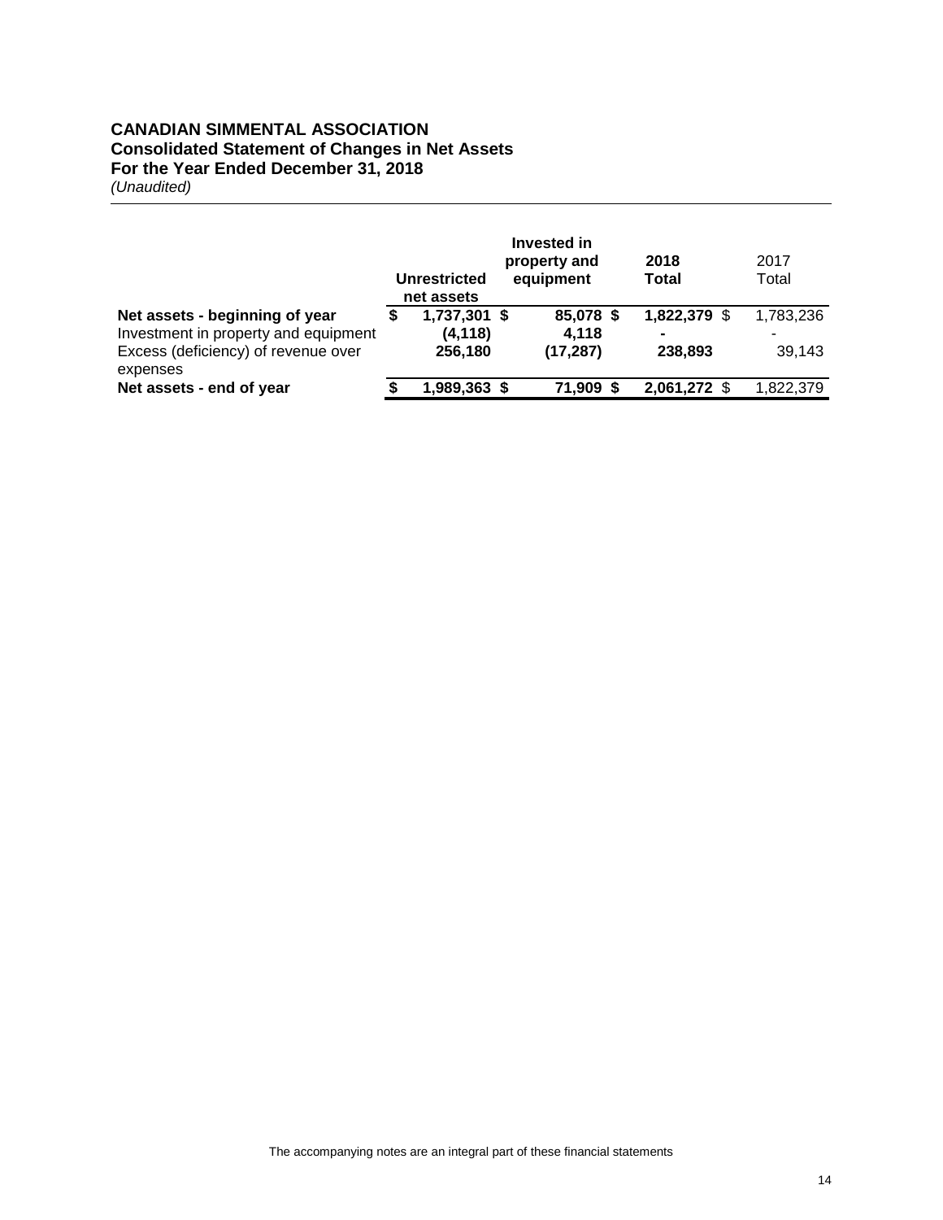**CANADIAN SIMMENTAL ASSOCIATION**
**Consolidated Statement of Changes in Net Assets**
**For the Year Ended December 31, 2018**
*(Unaudited)*

| | Unrestricted net assets | Invested in property and equipment | 2018 Total | 2017 Total |
|---|---|---|---|---|
| **Net assets - beginning of year** | **$ 1,737,301** | **$ 85,078** | **$ 1,822,379** | $ 1,783,236 |
| Investment in property and equipment | **(4,118)** | **4,118** | **-** | - |
| Excess (deficiency) of revenue over expenses | **256,180** | **(17,287)** | **238,893** | 39,143 |
| **Net assets - end of year** | **$ 1,989,363** | **$ 71,909** | **$ 2,061,272** | $ 1,822,379 |

The accompanying notes are an integral part of these financial statements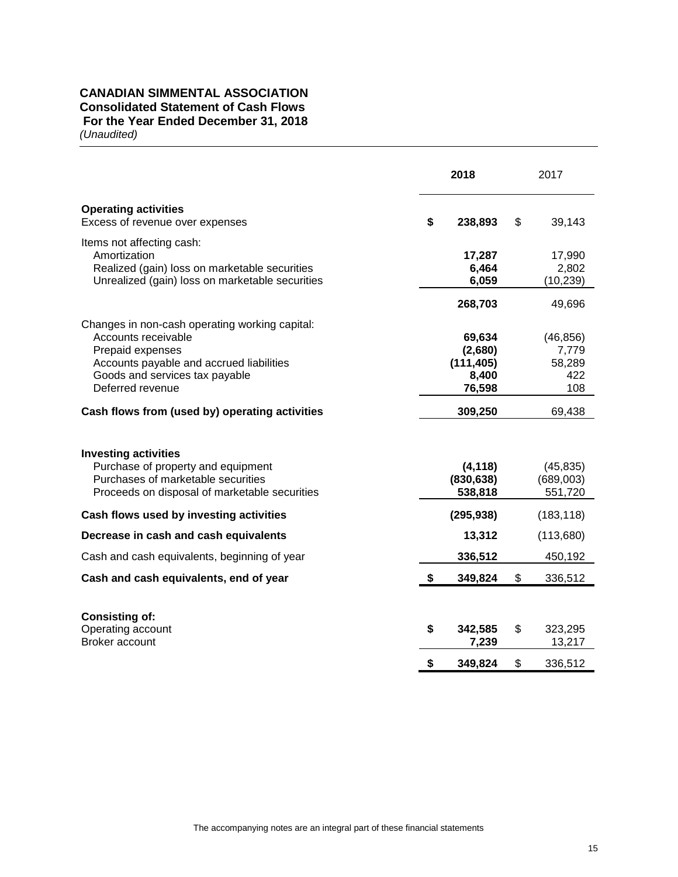# CANADIAN SIMMENTAL ASSOCIATION
## Consolidated Statement of Cash Flows
### For the Year Ended December 31, 2018
*(Unaudited)*

| | 2018 | 2017 |
|---|---|---|
| **Operating activities** | | |
| Excess of revenue over expenses | **$ 238,893** | $ 39,143 |
| Items not affecting cash: | | |
| Amortization | **17,287** | 17,990 |
| Realized (gain) loss on marketable securities | **6,464** | 2,802 |
| Unrealized (gain) loss on marketable securities | **6,059** | (10,239) |
| | **268,703** | 49,696 |
| Changes in non-cash operating working capital: | | |
| Accounts receivable | **69,634** | (46,856) |
| Prepaid expenses | **(2,680)** | 7,779 |
| Accounts payable and accrued liabilities | **(111,405)** | 58,289 |
| Goods and services tax payable | **8,400** | 422 |
| Deferred revenue | **76,598** | 108 |
| **Cash flows from (used by) operating activities** | **309,250** | 69,438 |
| **Investing activities** | | |
| Purchase of property and equipment | **(4,118)** | (45,835) |
| Purchases of marketable securities | **(830,638)** | (689,003) |
| Proceeds on disposal of marketable securities | **538,818** | 551,720 |
| **Cash flows used by investing activities** | **(295,938)** | (183,118) |
| **Decrease in cash and cash equivalents** | **13,312** | (113,680) |
| Cash and cash equivalents, beginning of year | **336,512** | 450,192 |
| **Cash and cash equivalents, end of year** | **$ 349,824** | $ 336,512 |
| **Consisting of:** | | |
| Operating account | **$ 342,585** | $ 323,295 |
| Broker account | **7,239** | 13,217 |
| | **$ 349,824** | $ 336,512 |

The accompanying notes are an integral part of these financial statements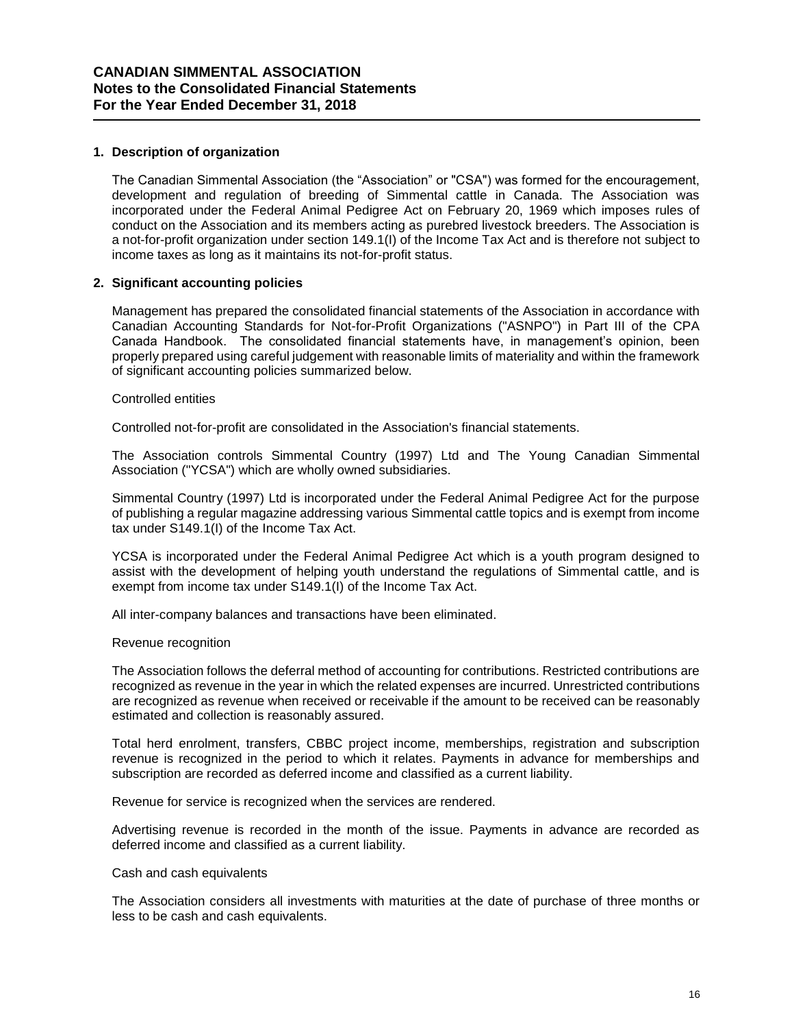**CANADIAN SIMMENTAL ASSOCIATION**
**Notes to the Consolidated Financial Statements**
**For the Year Ended December 31, 2018**

## 1. Description of organization

The Canadian Simmental Association (the "Association" or "CSA") was formed for the encouragement, development and regulation of breeding of Simmental cattle in Canada. The Association was incorporated under the Federal Animal Pedigree Act on February 20, 1969 which imposes rules of conduct on the Association and its members acting as purebred livestock breeders. The Association is a not-for-profit organization under section 149.1(I) of the Income Tax Act and is therefore not subject to income taxes as long as it maintains its not-for-profit status.

## 2. Significant accounting policies

Management has prepared the consolidated financial statements of the Association in accordance with Canadian Accounting Standards for Not-for-Profit Organizations ("ASNPO") in Part III of the CPA Canada Handbook. The consolidated financial statements have, in management's opinion, been properly prepared using careful judgement with reasonable limits of materiality and within the framework of significant accounting policies summarized below.

Controlled entities

Controlled not-for-profit are consolidated in the Association's financial statements.

The Association controls Simmental Country (1997) Ltd and The Young Canadian Simmental Association ("YCSA") which are wholly owned subsidiaries.

Simmental Country (1997) Ltd is incorporated under the Federal Animal Pedigree Act for the purpose of publishing a regular magazine addressing various Simmental cattle topics and is exempt from income tax under S149.1(I) of the Income Tax Act.

YCSA is incorporated under the Federal Animal Pedigree Act which is a youth program designed to assist with the development of helping youth understand the regulations of Simmental cattle, and is exempt from income tax under S149.1(I) of the Income Tax Act.

All inter-company balances and transactions have been eliminated.

Revenue recognition

The Association follows the deferral method of accounting for contributions. Restricted contributions are recognized as revenue in the year in which the related expenses are incurred. Unrestricted contributions are recognized as revenue when received or receivable if the amount to be received can be reasonably estimated and collection is reasonably assured.

Total herd enrolment, transfers, CBBC project income, memberships, registration and subscription revenue is recognized in the period to which it relates. Payments in advance for memberships and subscription are recorded as deferred income and classified as a current liability.

Revenue for service is recognized when the services are rendered.

Advertising revenue is recorded in the month of the issue. Payments in advance are recorded as deferred income and classified as a current liability.

Cash and cash equivalents

The Association considers all investments with maturities at the date of purchase of three months or less to be cash and cash equivalents.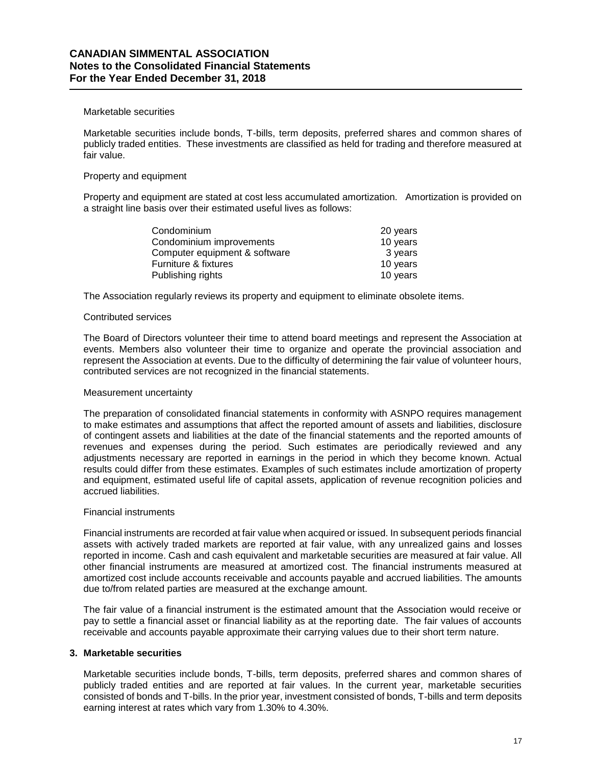Marketable securities

Marketable securities include bonds, T-bills, term deposits, preferred shares and common shares of publicly traded entities. These investments are classified as held for trading and therefore measured at fair value.

Property and equipment

Property and equipment are stated at cost less accumulated amortization. Amortization is provided on a straight line basis over their estimated useful lives as follows:

| | |
|---|---|
| Condominium | 20 years |
| Condominium improvements | 10 years |
| Computer equipment & software | 3 years |
| Furniture & fixtures | 10 years |
| Publishing rights | 10 years |

The Association regularly reviews its property and equipment to eliminate obsolete items.

Contributed services

The Board of Directors volunteer their time to attend board meetings and represent the Association at events. Members also volunteer their time to organize and operate the provincial association and represent the Association at events. Due to the difficulty of determining the fair value of volunteer hours, contributed services are not recognized in the financial statements.

Measurement uncertainty

The preparation of consolidated financial statements in conformity with ASNPO requires management to make estimates and assumptions that affect the reported amount of assets and liabilities, disclosure of contingent assets and liabilities at the date of the financial statements and the reported amounts of revenues and expenses during the period. Such estimates are periodically reviewed and any adjustments necessary are reported in earnings in the period in which they become known. Actual results could differ from these estimates. Examples of such estimates include amortization of property and equipment, estimated useful life of capital assets, application of revenue recognition policies and accrued liabilities.

Financial instruments

Financial instruments are recorded at fair value when acquired or issued. In subsequent periods financial assets with actively traded markets are reported at fair value, with any unrealized gains and losses reported in income. Cash and cash equivalent and marketable securities are measured at fair value. All other financial instruments are measured at amortized cost. The financial instruments measured at amortized cost include accounts receivable and accounts payable and accrued liabilities. The amounts due to/from related parties are measured at the exchange amount.

The fair value of a financial instrument is the estimated amount that the Association would receive or pay to settle a financial asset or financial liability as at the reporting date. The fair values of accounts receivable and accounts payable approximate their carrying values due to their short term nature.

## 3. Marketable securities

Marketable securities include bonds, T-bills, term deposits, preferred shares and common shares of publicly traded entities and are reported at fair values. In the current year, marketable securities consisted of bonds and T-bills. In the prior year, investment consisted of bonds, T-bills and term deposits earning interest at rates which vary from 1.30% to 4.30%.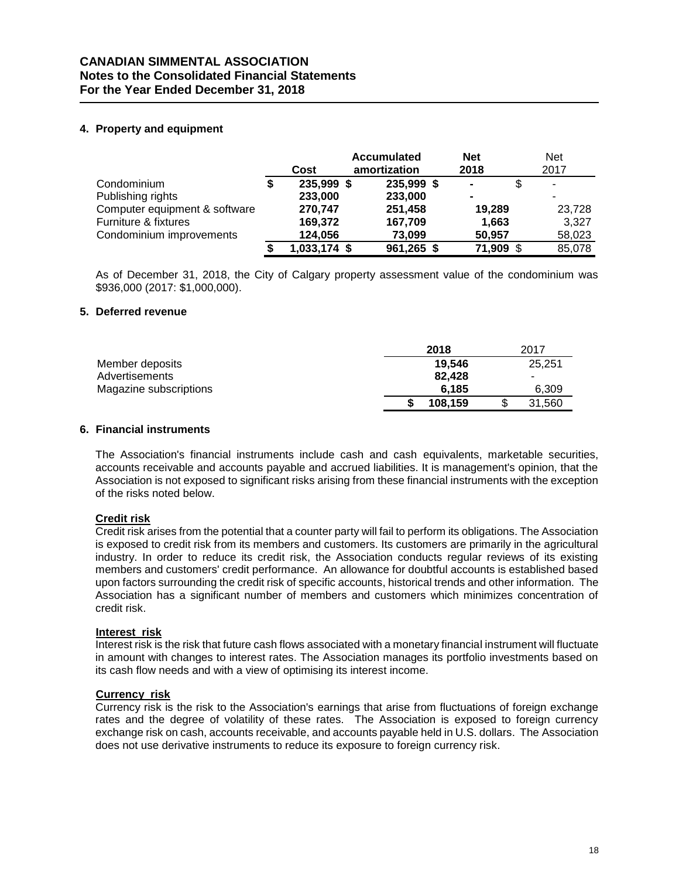**CANADIAN SIMMENTAL ASSOCIATION**
**Notes to the Consolidated Financial Statements**
**For the Year Ended December 31, 2018**

### 4. Property and equipment

| | Cost | Accumulated amortization | Net 2018 | Net 2017 |
|---|---|---|---|---|
| Condominium | $ 235,999 | $ 235,999 | $ - | $ - |
| Publishing rights | 233,000 | 233,000 | - | - |
| Computer equipment & software | 270,747 | 251,458 | 19,289 | 23,728 |
| Furniture & fixtures | 169,372 | 167,709 | 1,663 | 3,327 |
| Condominium improvements | 124,056 | 73,099 | 50,957 | 58,023 |
| | $ 1,033,174 | $ 961,265 | $ 71,909 | $ 85,078 |

As of December 31, 2018, the City of Calgary property assessment value of the condominium was $936,000 (2017: $1,000,000).

### 5. Deferred revenue

| | 2018 | 2017 |
|---|---|---|
| Member deposits | 19,546 | 25,251 |
| Advertisements | 82,428 | - |
| Magazine subscriptions | 6,185 | 6,309 |
| | $ 108,159 | $ 31,560 |

### 6. Financial instruments

The Association's financial instruments include cash and cash equivalents, marketable securities, accounts receivable and accounts payable and accrued liabilities. It is management's opinion, that the Association is not exposed to significant risks arising from these financial instruments with the exception of the risks noted below.

**Credit risk**

Credit risk arises from the potential that a counter party will fail to perform its obligations. The Association is exposed to credit risk from its members and customers. Its customers are primarily in the agricultural industry. In order to reduce its credit risk, the Association conducts regular reviews of its existing members and customers' credit performance. An allowance for doubtful accounts is established based upon factors surrounding the credit risk of specific accounts, historical trends and other information. The Association has a significant number of members and customers which minimizes concentration of credit risk.

**Interest risk**

Interest risk is the risk that future cash flows associated with a monetary financial instrument will fluctuate in amount with changes to interest rates. The Association manages its portfolio investments based on its cash flow needs and with a view of optimising its interest income.

**Currency risk**

Currency risk is the risk to the Association's earnings that arise from fluctuations of foreign exchange rates and the degree of volatility of these rates. The Association is exposed to foreign currency exchange risk on cash, accounts receivable, and accounts payable held in U.S. dollars. The Association does not use derivative instruments to reduce its exposure to foreign currency risk.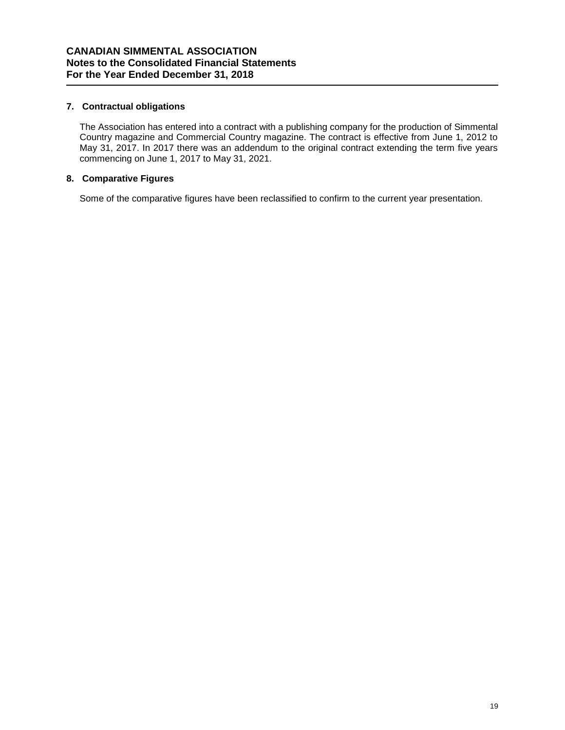# CANADIAN SIMMENTAL ASSOCIATION
## Notes to the Consolidated Financial Statements
## For the Year Ended December 31, 2018

### 7. Contractual obligations

The Association has entered into a contract with a publishing company for the production of Simmental Country magazine and Commercial Country magazine. The contract is effective from June 1, 2012 to May 31, 2017. In 2017 there was an addendum to the original contract extending the term five years commencing on June 1, 2017 to May 31, 2021.

### 8. Comparative Figures

Some of the comparative figures have been reclassified to confirm to the current year presentation.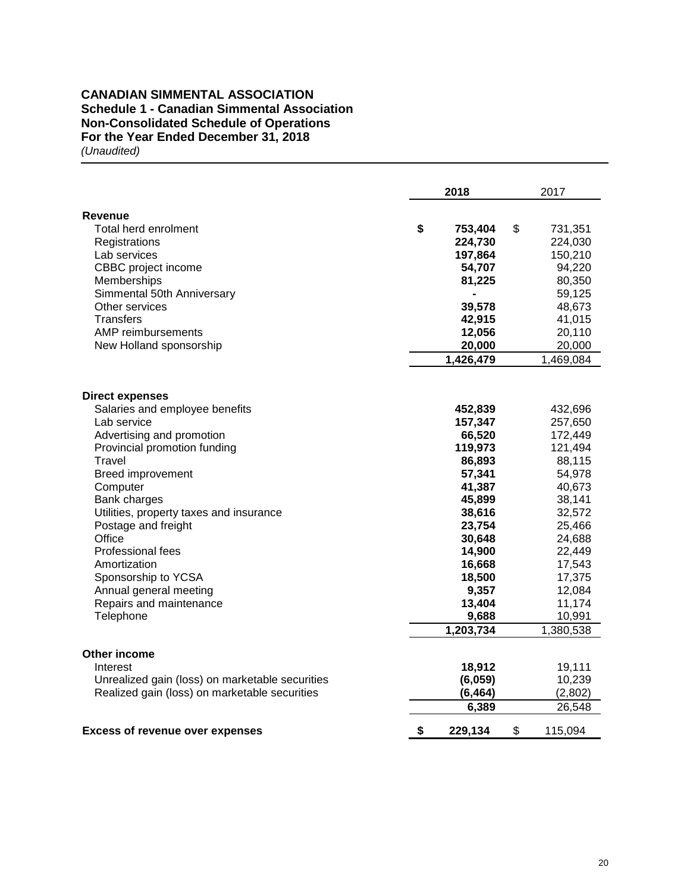**CANADIAN SIMMENTAL ASSOCIATION**
**Schedule 1 - Canadian Simmental Association**
**Non-Consolidated Schedule of Operations**
**For the Year Ended December 31, 2018**
*(Unaudited)*

| | **2018** | 2017 |
|---|---|---|
| **Revenue** | | |
| Total herd enrolment | **$ 753,404** | $ 731,351 |
| Registrations | **224,730** | 224,030 |
| Lab services | **197,864** | 150,210 |
| CBBC project income | **54,707** | 94,220 |
| Memberships | **81,225** | 80,350 |
| Simmental 50th Anniversary | **-** | 59,125 |
| Other services | **39,578** | 48,673 |
| Transfers | **42,915** | 41,015 |
| AMP reimbursements | **12,056** | 20,110 |
| New Holland sponsorship | **20,000** | 20,000 |
| | **1,426,479** | 1,469,084 |
| **Direct expenses** | | |
| Salaries and employee benefits | **452,839** | 432,696 |
| Lab service | **157,347** | 257,650 |
| Advertising and promotion | **66,520** | 172,449 |
| Provincial promotion funding | **119,973** | 121,494 |
| Travel | **86,893** | 88,115 |
| Breed improvement | **57,341** | 54,978 |
| Computer | **41,387** | 40,673 |
| Bank charges | **45,899** | 38,141 |
| Utilities, property taxes and insurance | **38,616** | 32,572 |
| Postage and freight | **23,754** | 25,466 |
| Office | **30,648** | 24,688 |
| Professional fees | **14,900** | 22,449 |
| Amortization | **16,668** | 17,543 |
| Sponsorship to YCSA | **18,500** | 17,375 |
| Annual general meeting | **9,357** | 12,084 |
| Repairs and maintenance | **13,404** | 11,174 |
| Telephone | **9,688** | 10,991 |
| | **1,203,734** | 1,380,538 |
| **Other income** | | |
| Interest | **18,912** | 19,111 |
| Unrealized gain (loss) on marketable securities | **(6,059)** | 10,239 |
| Realized gain (loss) on marketable securities | **(6,464)** | (2,802) |
| | **6,389** | 26,548 |
| **Excess of revenue over expenses** | **$ 229,134** | $ 115,094 |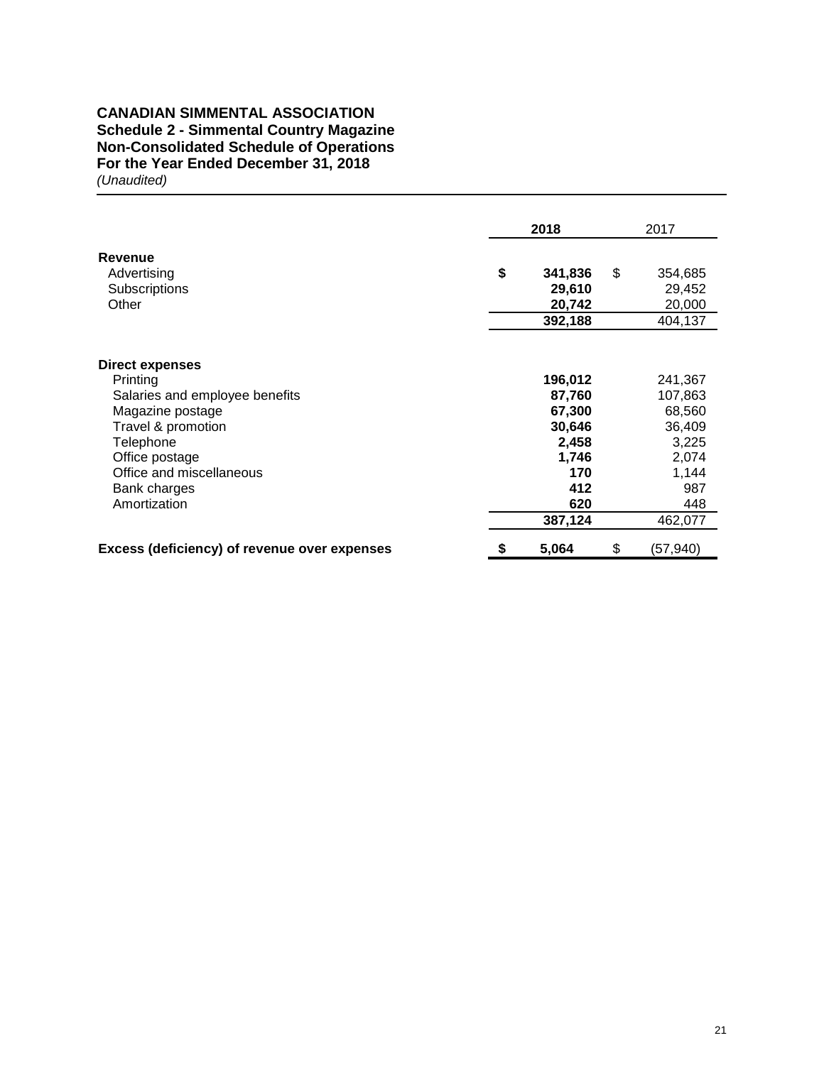**CANADIAN SIMMENTAL ASSOCIATION**
**Schedule 2 - Simmental Country Magazine**
**Non-Consolidated Schedule of Operations**
**For the Year Ended December 31, 2018**
*(Unaudited)*

| | **2018** | 2017 |
|---|---|---|
| **Revenue** | | |
| Advertising | **$ 341,836** | $ 354,685 |
| Subscriptions | **29,610** | 29,452 |
| Other | **20,742** | 20,000 |
| | **392,188** | 404,137 |
| **Direct expenses** | | |
| Printing | **196,012** | 241,367 |
| Salaries and employee benefits | **87,760** | 107,863 |
| Magazine postage | **67,300** | 68,560 |
| Travel & promotion | **30,646** | 36,409 |
| Telephone | **2,458** | 3,225 |
| Office postage | **1,746** | 2,074 |
| Office and miscellaneous | **170** | 1,144 |
| Bank charges | **412** | 987 |
| Amortization | **620** | 448 |
| | **387,124** | 462,077 |
| **Excess (deficiency) of revenue over expenses** | **$ 5,064** | $ (57,940) |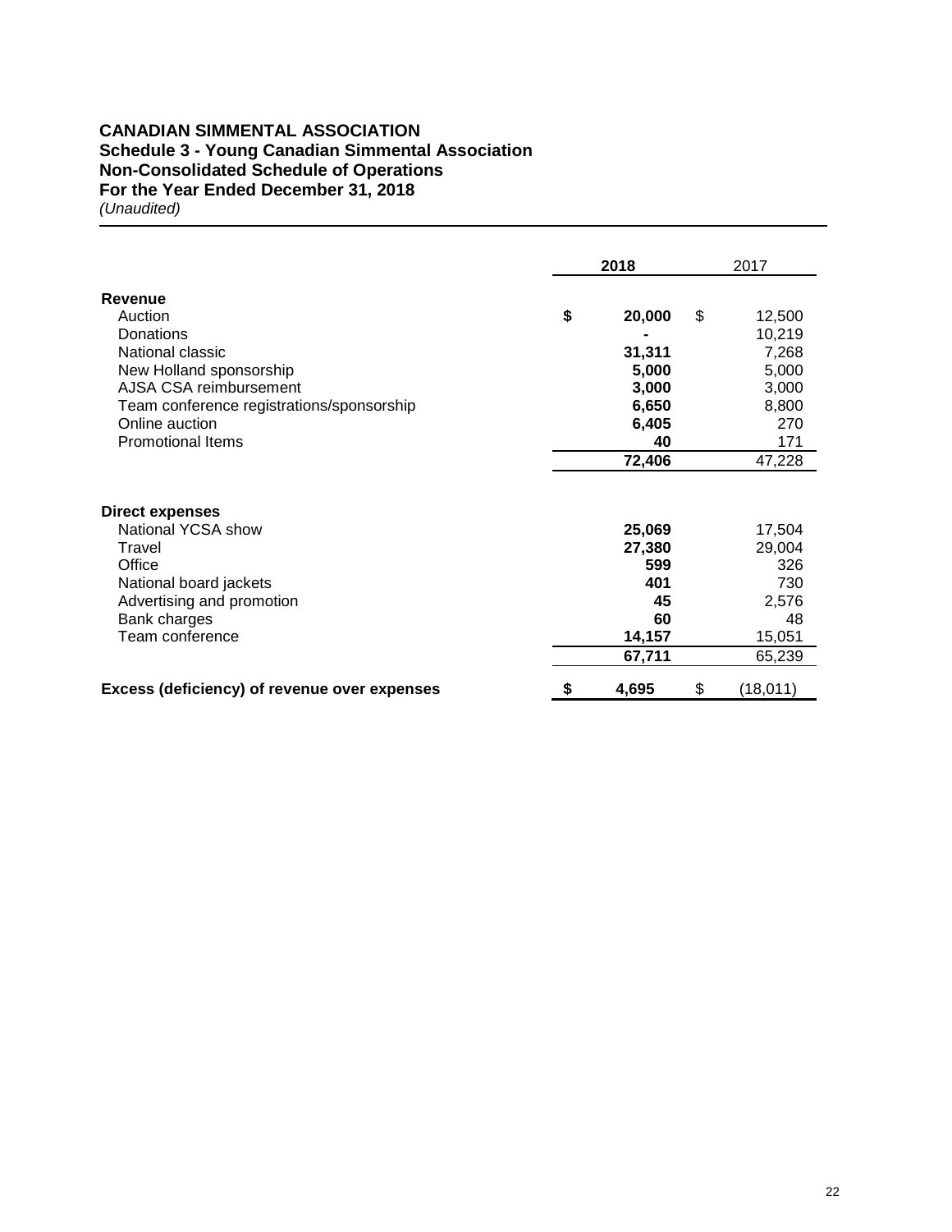**CANADIAN SIMMENTAL ASSOCIATION**
**Schedule 3 - Young Canadian Simmental Association**
**Non-Consolidated Schedule of Operations**
**For the Year Ended December 31, 2018**
*(Unaudited)*

| | **2018** | 2017 |
|---|---|---|
| **Revenue** | | |
| Auction | **$ 20,000** | $ 12,500 |
| Donations | **-** | 10,219 |
| National classic | **31,311** | 7,268 |
| New Holland sponsorship | **5,000** | 5,000 |
| AJSA CSA reimbursement | **3,000** | 3,000 |
| Team conference registrations/sponsorship | **6,650** | 8,800 |
| Online auction | **6,405** | 270 |
| Promotional Items | **40** | 171 |
| | **72,406** | 47,228 |
| **Direct expenses** | | |
| National YCSA show | **25,069** | 17,504 |
| Travel | **27,380** | 29,004 |
| Office | **599** | 326 |
| National board jackets | **401** | 730 |
| Advertising and promotion | **45** | 2,576 |
| Bank charges | **60** | 48 |
| Team conference | **14,157** | 15,051 |
| | **67,711** | 65,239 |
| **Excess (deficiency) of revenue over expenses** | **$ 4,695** | $ (18,011) |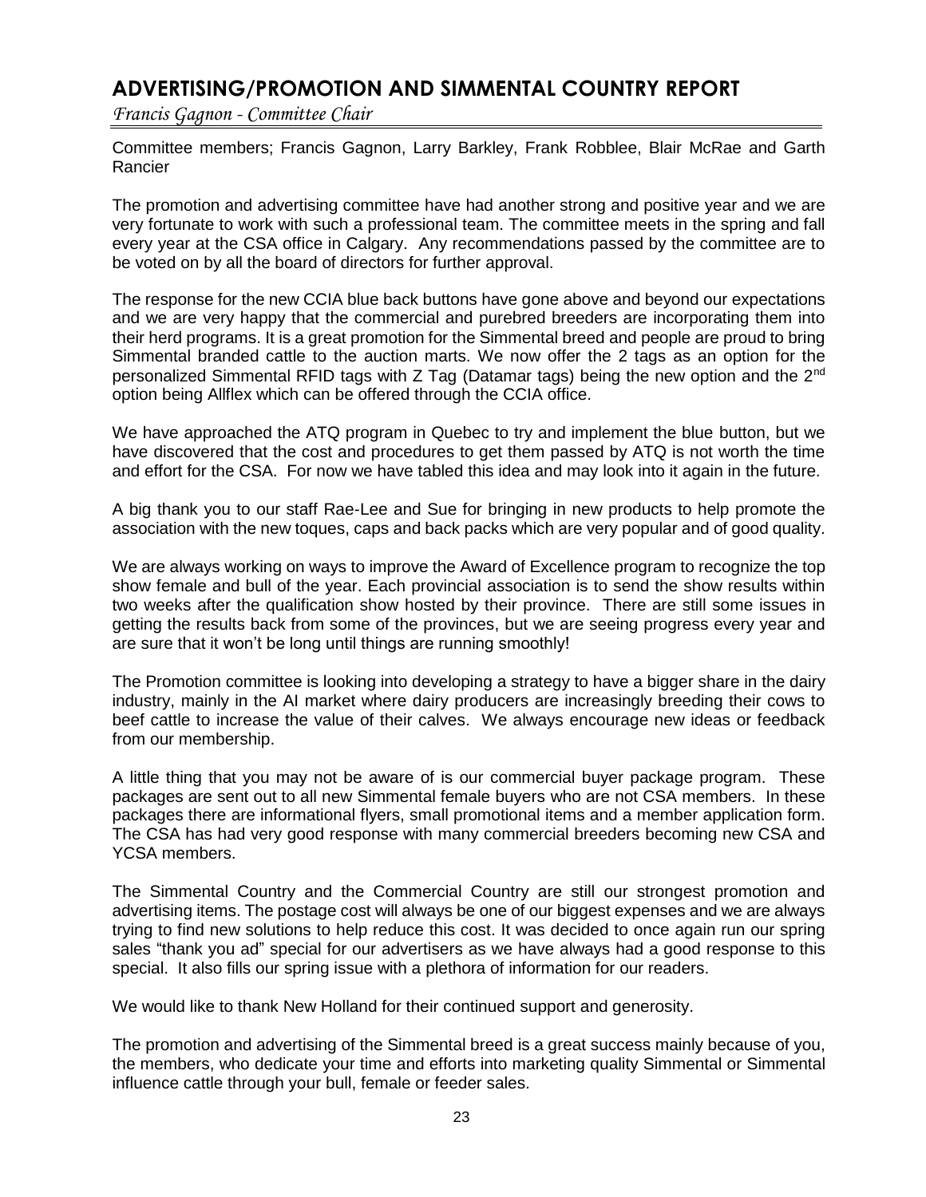# ADVERTISING/PROMOTION AND SIMMENTAL COUNTRY REPORT

*Francis Gagnon - Committee Chair*

Committee members; Francis Gagnon, Larry Barkley, Frank Robblee, Blair McRae and Garth Rancier

The promotion and advertising committee have had another strong and positive year and we are very fortunate to work with such a professional team. The committee meets in the spring and fall every year at the CSA office in Calgary. Any recommendations passed by the committee are to be voted on by all the board of directors for further approval.

The response for the new CCIA blue back buttons have gone above and beyond our expectations and we are very happy that the commercial and purebred breeders are incorporating them into their herd programs. It is a great promotion for the Simmental breed and people are proud to bring Simmental branded cattle to the auction marts. We now offer the 2 tags as an option for the personalized Simmental RFID tags with Z Tag (Datamar tags) being the new option and the 2nd option being Allflex which can be offered through the CCIA office.

We have approached the ATQ program in Quebec to try and implement the blue button, but we have discovered that the cost and procedures to get them passed by ATQ is not worth the time and effort for the CSA. For now we have tabled this idea and may look into it again in the future.

A big thank you to our staff Rae-Lee and Sue for bringing in new products to help promote the association with the new toques, caps and back packs which are very popular and of good quality.

We are always working on ways to improve the Award of Excellence program to recognize the top show female and bull of the year. Each provincial association is to send the show results within two weeks after the qualification show hosted by their province. There are still some issues in getting the results back from some of the provinces, but we are seeing progress every year and are sure that it won't be long until things are running smoothly!

The Promotion committee is looking into developing a strategy to have a bigger share in the dairy industry, mainly in the AI market where dairy producers are increasingly breeding their cows to beef cattle to increase the value of their calves. We always encourage new ideas or feedback from our membership.

A little thing that you may not be aware of is our commercial buyer package program. These packages are sent out to all new Simmental female buyers who are not CSA members. In these packages there are informational flyers, small promotional items and a member application form. The CSA has had very good response with many commercial breeders becoming new CSA and YCSA members.

The Simmental Country and the Commercial Country are still our strongest promotion and advertising items. The postage cost will always be one of our biggest expenses and we are always trying to find new solutions to help reduce this cost. It was decided to once again run our spring sales "thank you ad" special for our advertisers as we have always had a good response to this special. It also fills our spring issue with a plethora of information for our readers.

We would like to thank New Holland for their continued support and generosity.

The promotion and advertising of the Simmental breed is a great success mainly because of you, the members, who dedicate your time and efforts into marketing quality Simmental or Simmental influence cattle through your bull, female or feeder sales.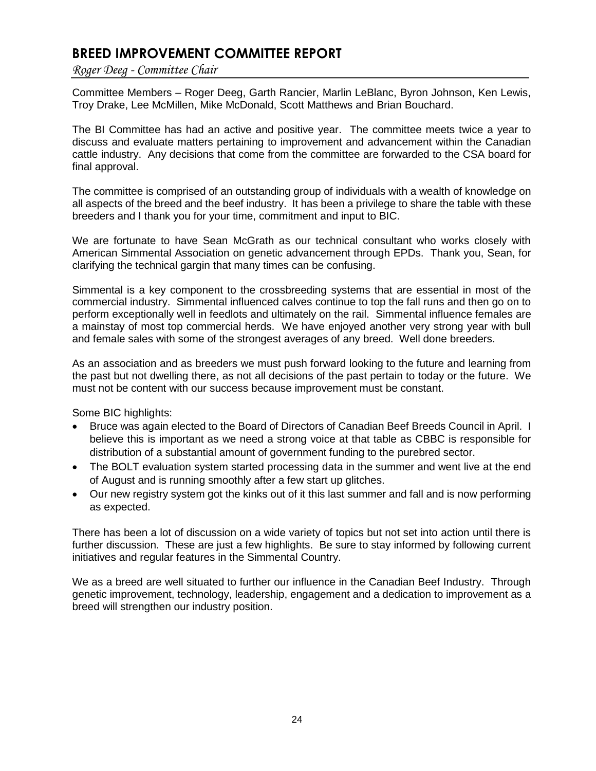# BREED IMPROVEMENT COMMITTEE REPORT

*Roger Deeg - Committee Chair*

Committee Members – Roger Deeg, Garth Rancier, Marlin LeBlanc, Byron Johnson, Ken Lewis, Troy Drake, Lee McMillen, Mike McDonald, Scott Matthews and Brian Bouchard.

The BI Committee has had an active and positive year. The committee meets twice a year to discuss and evaluate matters pertaining to improvement and advancement within the Canadian cattle industry. Any decisions that come from the committee are forwarded to the CSA board for final approval.

The committee is comprised of an outstanding group of individuals with a wealth of knowledge on all aspects of the breed and the beef industry. It has been a privilege to share the table with these breeders and I thank you for your time, commitment and input to BIC.

We are fortunate to have Sean McGrath as our technical consultant who works closely with American Simmental Association on genetic advancement through EPDs. Thank you, Sean, for clarifying the technical gargin that many times can be confusing.

Simmental is a key component to the crossbreeding systems that are essential in most of the commercial industry. Simmental influenced calves continue to top the fall runs and then go on to perform exceptionally well in feedlots and ultimately on the rail. Simmental influence females are a mainstay of most top commercial herds. We have enjoyed another very strong year with bull and female sales with some of the strongest averages of any breed. Well done breeders.

As an association and as breeders we must push forward looking to the future and learning from the past but not dwelling there, as not all decisions of the past pertain to today or the future. We must not be content with our success because improvement must be constant.

Some BIC highlights:

- Bruce was again elected to the Board of Directors of Canadian Beef Breeds Council in April. I believe this is important as we need a strong voice at that table as CBBC is responsible for distribution of a substantial amount of government funding to the purebred sector.
- The BOLT evaluation system started processing data in the summer and went live at the end of August and is running smoothly after a few start up glitches.
- Our new registry system got the kinks out of it this last summer and fall and is now performing as expected.

There has been a lot of discussion on a wide variety of topics but not set into action until there is further discussion. These are just a few highlights. Be sure to stay informed by following current initiatives and regular features in the Simmental Country.

We as a breed are well situated to further our influence in the Canadian Beef Industry. Through genetic improvement, technology, leadership, engagement and a dedication to improvement as a breed will strengthen our industry position.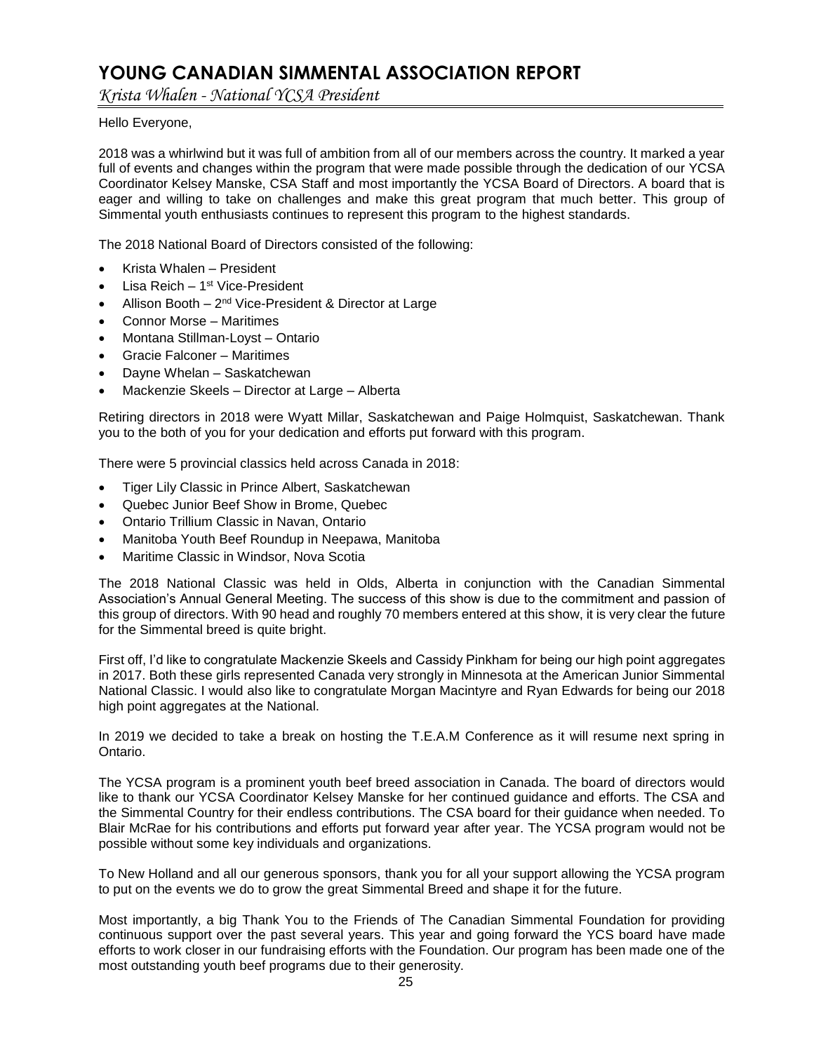# YOUNG CANADIAN SIMMENTAL ASSOCIATION REPORT

*Krista Whalen - National YCSA President*

Hello Everyone,

2018 was a whirlwind but it was full of ambition from all of our members across the country. It marked a year full of events and changes within the program that were made possible through the dedication of our YCSA Coordinator Kelsey Manske, CSA Staff and most importantly the YCSA Board of Directors. A board that is eager and willing to take on challenges and make this great program that much better. This group of Simmental youth enthusiasts continues to represent this program to the highest standards.

The 2018 National Board of Directors consisted of the following:

- Krista Whalen – President
- Lisa Reich – 1st Vice-President
- Allison Booth – 2nd Vice-President & Director at Large
- Connor Morse – Maritimes
- Montana Stillman-Loyst – Ontario
- Gracie Falconer – Maritimes
- Dayne Whelan – Saskatchewan
- Mackenzie Skeels – Director at Large – Alberta

Retiring directors in 2018 were Wyatt Millar, Saskatchewan and Paige Holmquist, Saskatchewan. Thank you to the both of you for your dedication and efforts put forward with this program.

There were 5 provincial classics held across Canada in 2018:

- Tiger Lily Classic in Prince Albert, Saskatchewan
- Quebec Junior Beef Show in Brome, Quebec
- Ontario Trillium Classic in Navan, Ontario
- Manitoba Youth Beef Roundup in Neepawa, Manitoba
- Maritime Classic in Windsor, Nova Scotia

The 2018 National Classic was held in Olds, Alberta in conjunction with the Canadian Simmental Association's Annual General Meeting. The success of this show is due to the commitment and passion of this group of directors. With 90 head and roughly 70 members entered at this show, it is very clear the future for the Simmental breed is quite bright.

First off, I'd like to congratulate Mackenzie Skeels and Cassidy Pinkham for being our high point aggregates in 2017. Both these girls represented Canada very strongly in Minnesota at the American Junior Simmental National Classic. I would also like to congratulate Morgan Macintyre and Ryan Edwards for being our 2018 high point aggregates at the National.

In 2019 we decided to take a break on hosting the T.E.A.M Conference as it will resume next spring in Ontario.

The YCSA program is a prominent youth beef breed association in Canada. The board of directors would like to thank our YCSA Coordinator Kelsey Manske for her continued guidance and efforts. The CSA and the Simmental Country for their endless contributions. The CSA board for their guidance when needed. To Blair McRae for his contributions and efforts put forward year after year. The YCSA program would not be possible without some key individuals and organizations.

To New Holland and all our generous sponsors, thank you for all your support allowing the YCSA program to put on the events we do to grow the great Simmental Breed and shape it for the future.

Most importantly, a big Thank You to the Friends of The Canadian Simmental Foundation for providing continuous support over the past several years. This year and going forward the YCS board have made efforts to work closer in our fundraising efforts with the Foundation. Our program has been made one of the most outstanding youth beef programs due to their generosity.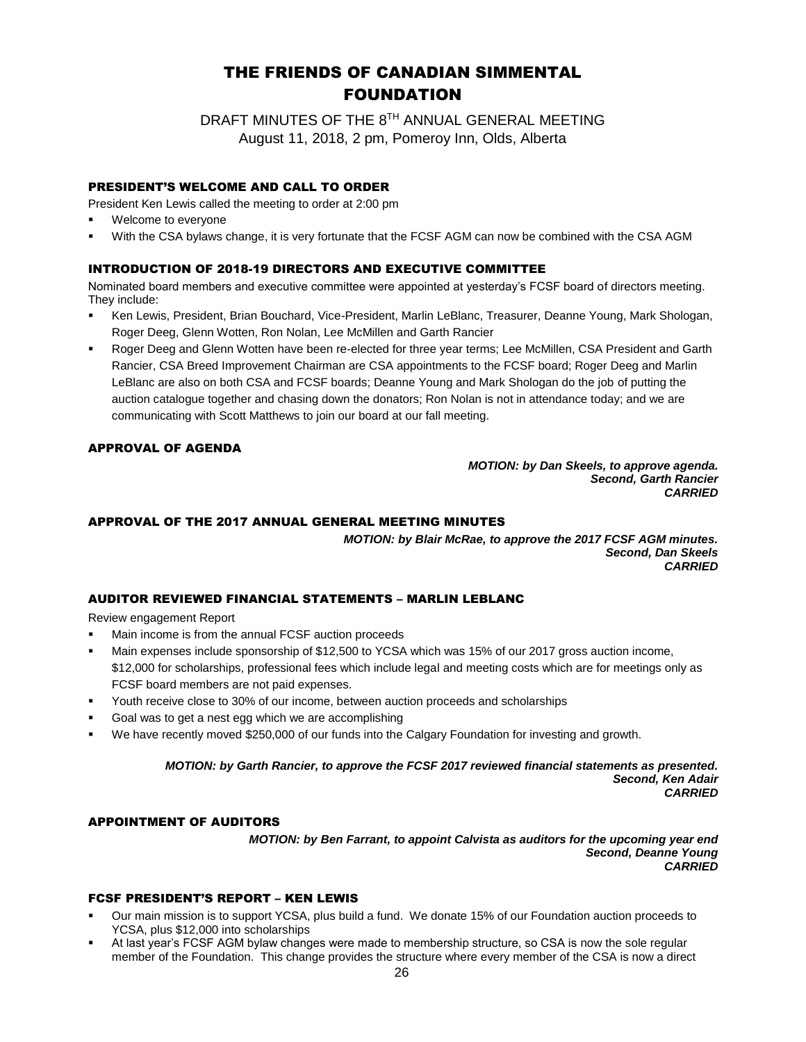# THE FRIENDS OF CANADIAN SIMMENTAL FOUNDATION

DRAFT MINUTES OF THE 8TH ANNUAL GENERAL MEETING
August 11, 2018, 2 pm, Pomeroy Inn, Olds, Alberta

## PRESIDENT'S WELCOME AND CALL TO ORDER

President Ken Lewis called the meeting to order at 2:00 pm

- Welcome to everyone
- With the CSA bylaws change, it is very fortunate that the FCSF AGM can now be combined with the CSA AGM

## INTRODUCTION OF 2018-19 DIRECTORS AND EXECUTIVE COMMITTEE

Nominated board members and executive committee were appointed at yesterday's FCSF board of directors meeting. They include:

- Ken Lewis, President, Brian Bouchard, Vice-President, Marlin LeBlanc, Treasurer, Deanne Young, Mark Shologan, Roger Deeg, Glenn Wotten, Ron Nolan, Lee McMillen and Garth Rancier
- Roger Deeg and Glenn Wotten have been re-elected for three year terms; Lee McMillen, CSA President and Garth Rancier, CSA Breed Improvement Chairman are CSA appointments to the FCSF board; Roger Deeg and Marlin LeBlanc are also on both CSA and FCSF boards; Deanne Young and Mark Shologan do the job of putting the auction catalogue together and chasing down the donators; Ron Nolan is not in attendance today; and we are communicating with Scott Matthews to join our board at our fall meeting.

## APPROVAL OF AGENDA

***MOTION: by Dan Skeels, to approve agenda.***
***Second, Garth Rancier***
***CARRIED***

## APPROVAL OF THE 2017 ANNUAL GENERAL MEETING MINUTES

***MOTION: by Blair McRae, to approve the 2017 FCSF AGM minutes.***
***Second, Dan Skeels***
***CARRIED***

## AUDITOR REVIEWED FINANCIAL STATEMENTS – MARLIN LEBLANC

Review engagement Report

- Main income is from the annual FCSF auction proceeds
- Main expenses include sponsorship of $12,500 to YCSA which was 15% of our 2017 gross auction income, $12,000 for scholarships, professional fees which include legal and meeting costs which are for meetings only as FCSF board members are not paid expenses.
- Youth receive close to 30% of our income, between auction proceeds and scholarships
- Goal was to get a nest egg which we are accomplishing
- We have recently moved $250,000 of our funds into the Calgary Foundation for investing and growth.

***MOTION: by Garth Rancier, to approve the FCSF 2017 reviewed financial statements as presented.***
***Second, Ken Adair***
***CARRIED***

## APPOINTMENT OF AUDITORS

***MOTION: by Ben Farrant, to appoint Calvista as auditors for the upcoming year end***
***Second, Deanne Young***
***CARRIED***

## FCSF PRESIDENT'S REPORT – KEN LEWIS

- Our main mission is to support YCSA, plus build a fund. We donate 15% of our Foundation auction proceeds to YCSA, plus $12,000 into scholarships
- At last year's FCSF AGM bylaw changes were made to membership structure, so CSA is now the sole regular member of the Foundation. This change provides the structure where every member of the CSA is now a direct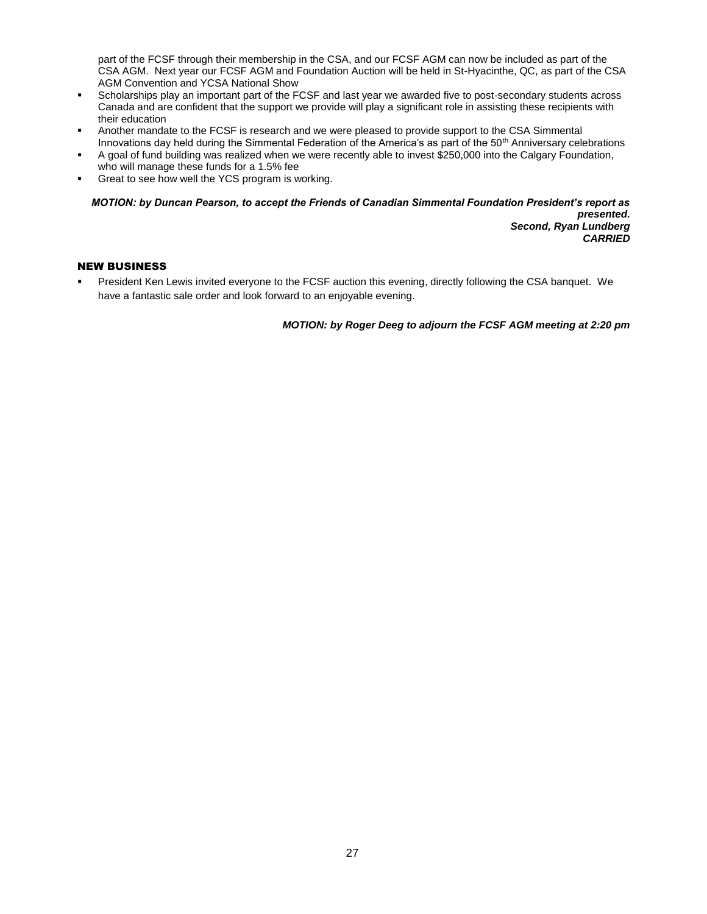part of the FCSF through their membership in the CSA, and our FCSF AGM can now be included as part of the CSA AGM. Next year our FCSF AGM and Foundation Auction will be held in St-Hyacinthe, QC, as part of the CSA AGM Convention and YCSA National Show

- Scholarships play an important part of the FCSF and last year we awarded five to post-secondary students across Canada and are confident that the support we provide will play a significant role in assisting these recipients with their education
- Another mandate to the FCSF is research and we were pleased to provide support to the CSA Simmental Innovations day held during the Simmental Federation of the America's as part of the 50th Anniversary celebrations
- A goal of fund building was realized when we were recently able to invest $250,000 into the Calgary Foundation, who will manage these funds for a 1.5% fee
- Great to see how well the YCS program is working.

***MOTION: by Duncan Pearson, to accept the Friends of Canadian Simmental Foundation President's report as presented.***
***Second, Ryan Lundberg***
***CARRIED***

## NEW BUSINESS

- President Ken Lewis invited everyone to the FCSF auction this evening, directly following the CSA banquet. We have a fantastic sale order and look forward to an enjoyable evening.

***MOTION: by Roger Deeg to adjourn the FCSF AGM meeting at 2:20 pm***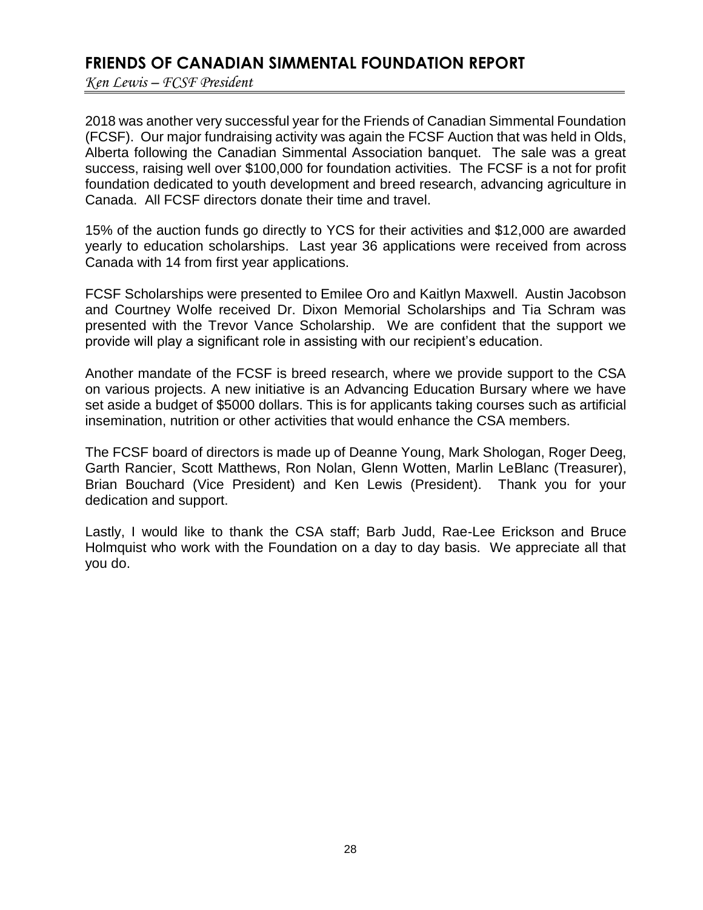## FRIENDS OF CANADIAN SIMMENTAL FOUNDATION REPORT

*Ken Lewis – FCSF President*

2018 was another very successful year for the Friends of Canadian Simmental Foundation (FCSF). Our major fundraising activity was again the FCSF Auction that was held in Olds, Alberta following the Canadian Simmental Association banquet. The sale was a great success, raising well over $100,000 for foundation activities. The FCSF is a not for profit foundation dedicated to youth development and breed research, advancing agriculture in Canada. All FCSF directors donate their time and travel.

15% of the auction funds go directly to YCS for their activities and $12,000 are awarded yearly to education scholarships. Last year 36 applications were received from across Canada with 14 from first year applications.

FCSF Scholarships were presented to Emilee Oro and Kaitlyn Maxwell. Austin Jacobson and Courtney Wolfe received Dr. Dixon Memorial Scholarships and Tia Schram was presented with the Trevor Vance Scholarship. We are confident that the support we provide will play a significant role in assisting with our recipient's education.

Another mandate of the FCSF is breed research, where we provide support to the CSA on various projects. A new initiative is an Advancing Education Bursary where we have set aside a budget of $5000 dollars. This is for applicants taking courses such as artificial insemination, nutrition or other activities that would enhance the CSA members.

The FCSF board of directors is made up of Deanne Young, Mark Shologan, Roger Deeg, Garth Rancier, Scott Matthews, Ron Nolan, Glenn Wotten, Marlin LeBlanc (Treasurer), Brian Bouchard (Vice President) and Ken Lewis (President). Thank you for your dedication and support.

Lastly, I would like to thank the CSA staff; Barb Judd, Rae-Lee Erickson and Bruce Holmquist who work with the Foundation on a day to day basis. We appreciate all that you do.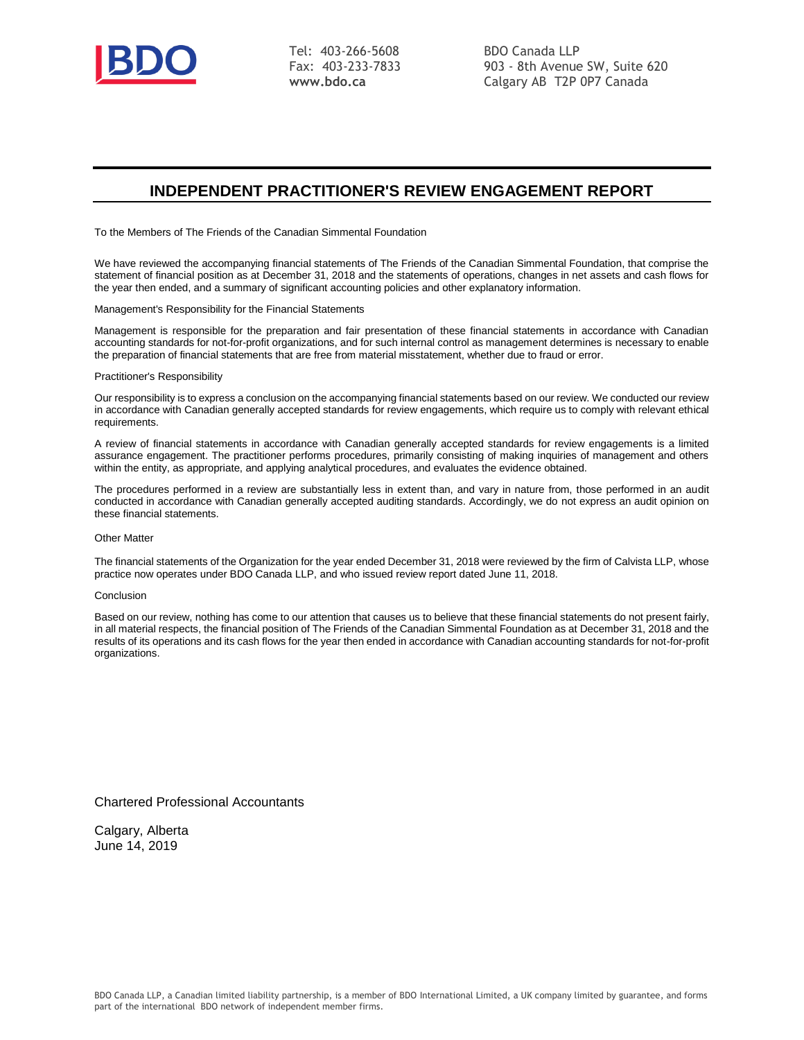BDO

Tel: 403-266-5608
Fax: 403-233-7833
**www.bdo.ca**

BDO Canada LLP
903 - 8th Avenue SW, Suite 620
Calgary AB T2P 0P7 Canada

# INDEPENDENT PRACTITIONER'S REVIEW ENGAGEMENT REPORT

To the Members of The Friends of the Canadian Simmental Foundation

We have reviewed the accompanying financial statements of The Friends of the Canadian Simmental Foundation, that comprise the statement of financial position as at December 31, 2018 and the statements of operations, changes in net assets and cash flows for the year then ended, and a summary of significant accounting policies and other explanatory information.

Management's Responsibility for the Financial Statements

Management is responsible for the preparation and fair presentation of these financial statements in accordance with Canadian accounting standards for not-for-profit organizations, and for such internal control as management determines is necessary to enable the preparation of financial statements that are free from material misstatement, whether due to fraud or error.

Practitioner's Responsibility

Our responsibility is to express a conclusion on the accompanying financial statements based on our review. We conducted our review in accordance with Canadian generally accepted standards for review engagements, which require us to comply with relevant ethical requirements.

A review of financial statements in accordance with Canadian generally accepted standards for review engagements is a limited assurance engagement. The practitioner performs procedures, primarily consisting of making inquiries of management and others within the entity, as appropriate, and applying analytical procedures, and evaluates the evidence obtained.

The procedures performed in a review are substantially less in extent than, and vary in nature from, those performed in an audit conducted in accordance with Canadian generally accepted auditing standards. Accordingly, we do not express an audit opinion on these financial statements.

Other Matter

The financial statements of the Organization for the year ended December 31, 2018 were reviewed by the firm of Calvista LLP, whose practice now operates under BDO Canada LLP, and who issued review report dated June 11, 2018.

Conclusion

Based on our review, nothing has come to our attention that causes us to believe that these financial statements do not present fairly, in all material respects, the financial position of The Friends of the Canadian Simmental Foundation as at December 31, 2018 and the results of its operations and its cash flows for the year then ended in accordance with Canadian accounting standards for not-for-profit organizations.

Chartered Professional Accountants

Calgary, Alberta
June 14, 2019

BDO Canada LLP, a Canadian limited liability partnership, is a member of BDO International Limited, a UK company limited by guarantee, and forms part of the international BDO network of independent member firms.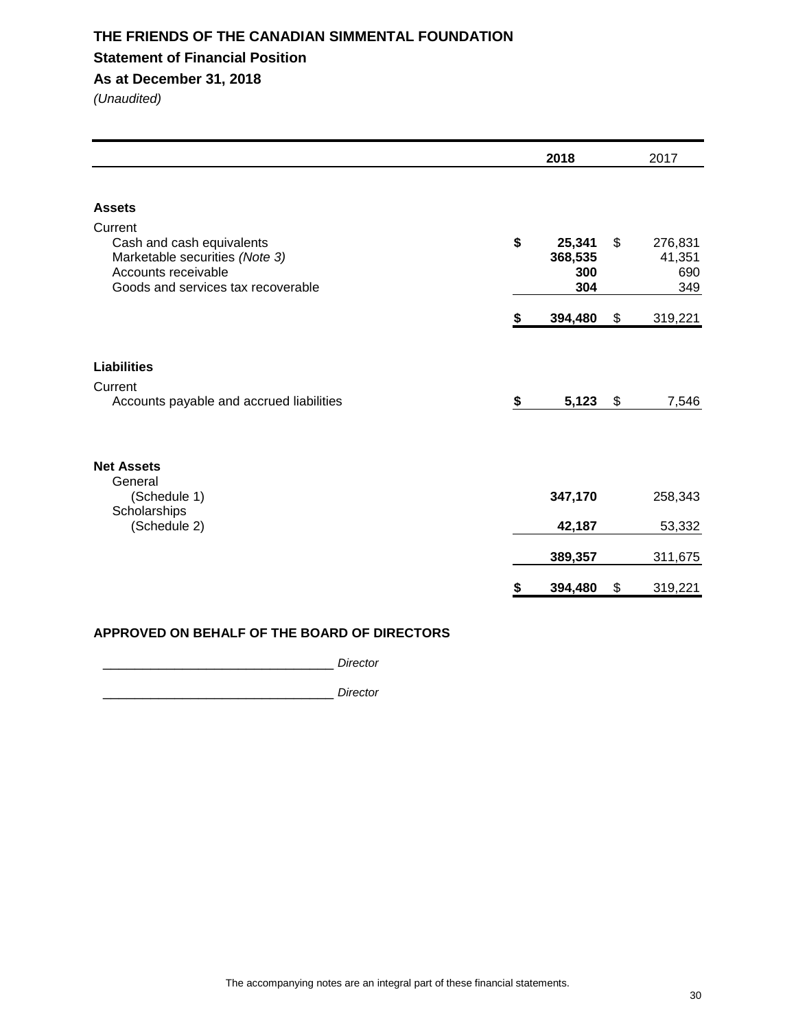# THE FRIENDS OF THE CANADIAN SIMMENTAL FOUNDATION

## Statement of Financial Position

## As at December 31, 2018

*(Unaudited)*

| | 2018 | 2017 |
|---|---|---|
| **Assets** | | |
| Current | | |
| Cash and cash equivalents | **$ 25,341** | $ 276,831 |
| Marketable securities *(Note 3)* | **368,535** | 41,351 |
| Accounts receivable | **300** | 690 |
| Goods and services tax recoverable | **304** | 349 |
| | **$ 394,480** | $ 319,221 |
| **Liabilities** | | |
| Current | | |
| Accounts payable and accrued liabilities | **$ 5,123** | $ 7,546 |
| **Net Assets** | | |
| General (Schedule 1) | **347,170** | 258,343 |
| Scholarships (Schedule 2) | **42,187** | 53,332 |
| | **389,357** | 311,675 |
| | **$ 394,480** | $ 319,221 |

**APPROVED ON BEHALF OF THE BOARD OF DIRECTORS**

________________________________ *Director*

________________________________ *Director*

The accompanying notes are an integral part of these financial statements.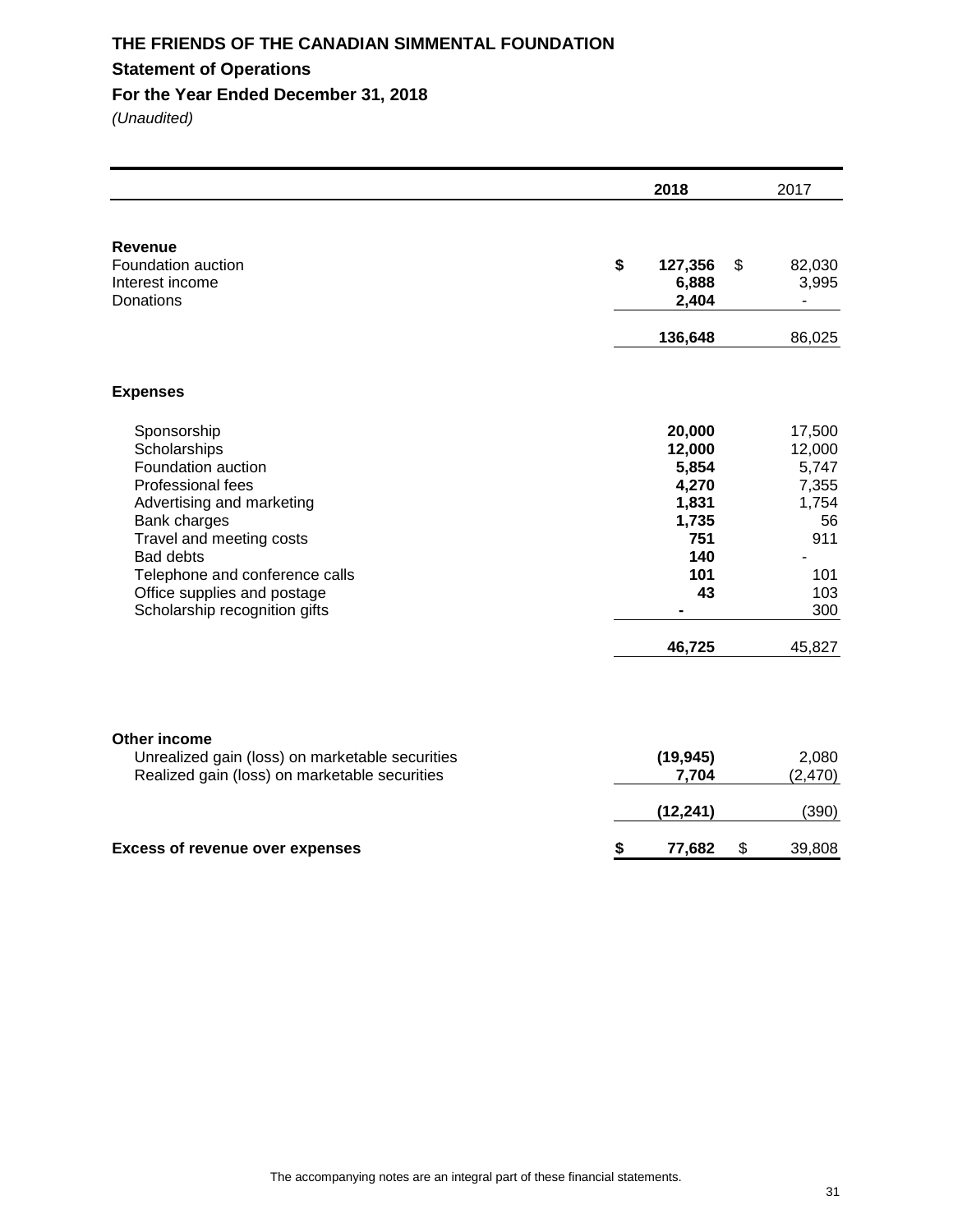# THE FRIENDS OF THE CANADIAN SIMMENTAL FOUNDATION

## Statement of Operations

## For the Year Ended December 31, 2018

*(Unaudited)*

| | 2018 | 2017 |
|---|---|---|
| **Revenue** | | |
| Foundation auction | **$ 127,356** | $ 82,030 |
| Interest income | **6,888** | 3,995 |
| Donations | **2,404** | - |
| | **136,648** | 86,025 |
| **Expenses** | | |
| Sponsorship | **20,000** | 17,500 |
| Scholarships | **12,000** | 12,000 |
| Foundation auction | **5,854** | 5,747 |
| Professional fees | **4,270** | 7,355 |
| Advertising and marketing | **1,831** | 1,754 |
| Bank charges | **1,735** | 56 |
| Travel and meeting costs | **751** | 911 |
| Bad debts | **140** | - |
| Telephone and conference calls | **101** | 101 |
| Office supplies and postage | **43** | 103 |
| Scholarship recognition gifts | **-** | 300 |
| | **46,725** | 45,827 |
| **Other income** | | |
| Unrealized gain (loss) on marketable securities | **(19,945)** | 2,080 |
| Realized gain (loss) on marketable securities | **7,704** | (2,470) |
| | **(12,241)** | (390) |
| **Excess of revenue over expenses** | **$ 77,682** | $ 39,808 |

The accompanying notes are an integral part of these financial statements.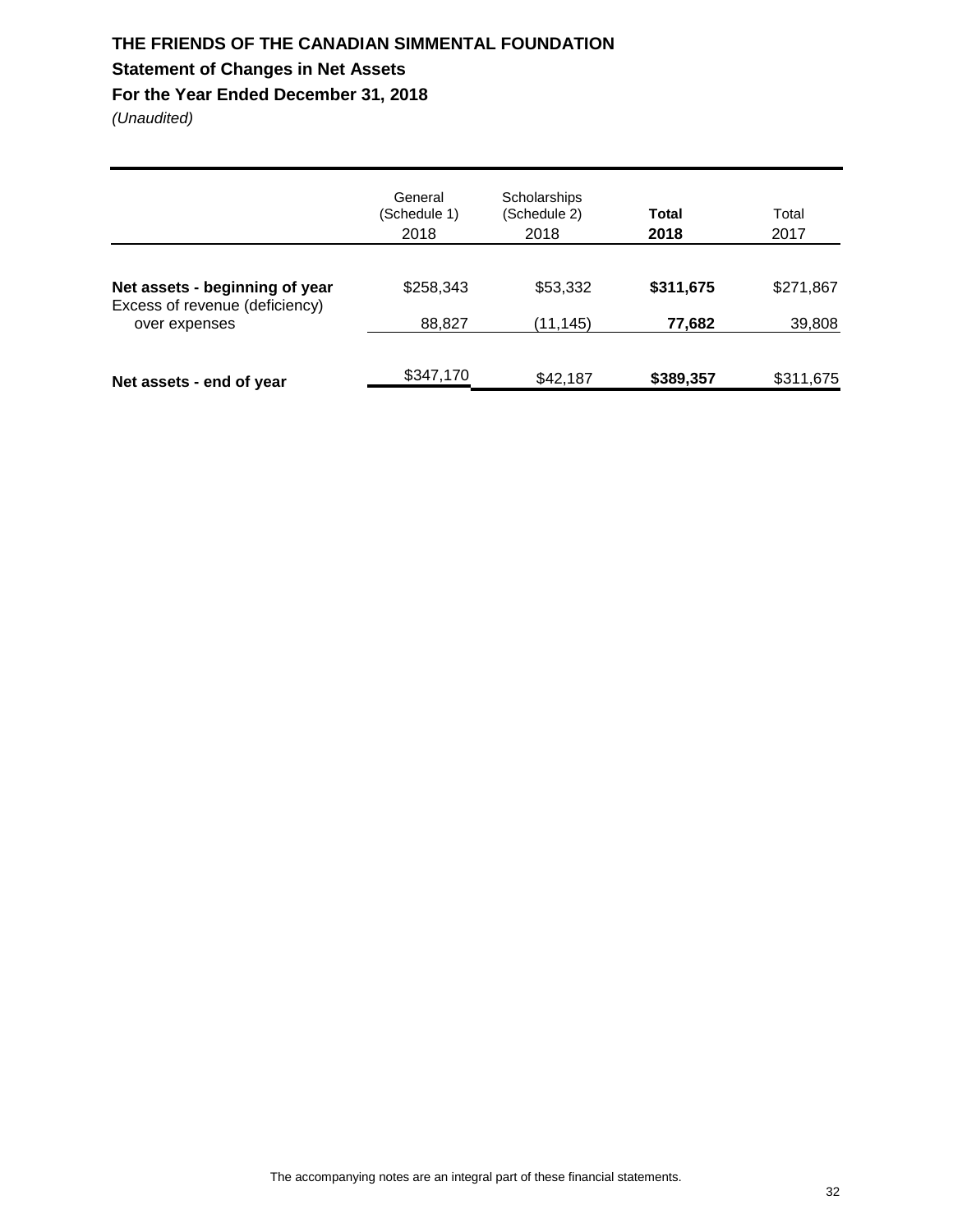# THE FRIENDS OF THE CANADIAN SIMMENTAL FOUNDATION

## Statement of Changes in Net Assets

## For the Year Ended December 31, 2018

*(Unaudited)*

| | General (Schedule 1) 2018 | Scholarships (Schedule 2) 2018 | **Total 2018** | Total 2017 |
|---|---|---|---|---|
| **Net assets - beginning of year** | $258,343 | $53,332 | **$311,675** | $271,867 |
| Excess of revenue (deficiency) over expenses | 88,827 | (11,145) | **77,682** | 39,808 |
| **Net assets - end of year** | $347,170 | $42,187 | **$389,357** | $311,675 |

The accompanying notes are an integral part of these financial statements.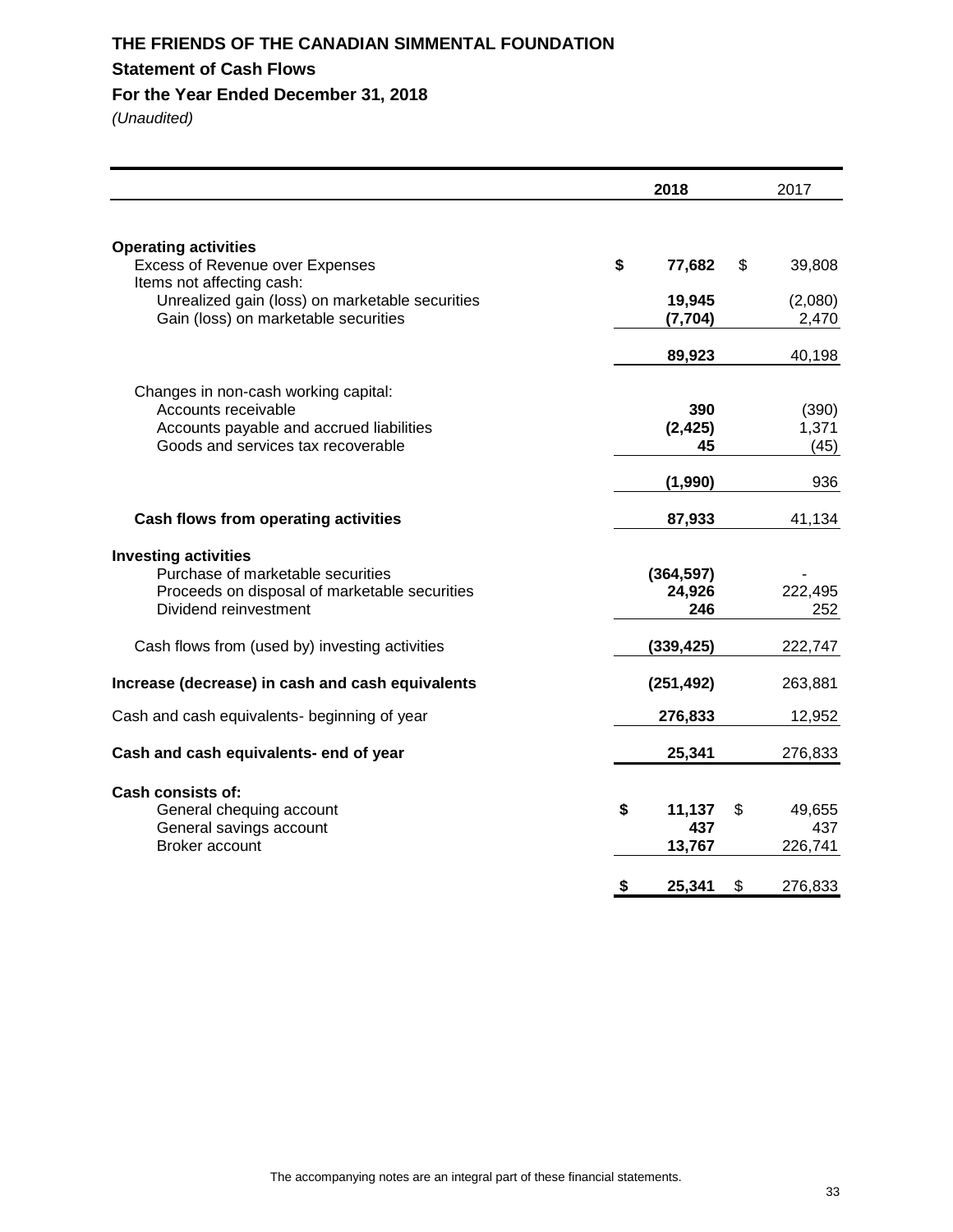# THE FRIENDS OF THE CANADIAN SIMMENTAL FOUNDATION

## Statement of Cash Flows

## For the Year Ended December 31, 2018

*(Unaudited)*

| | 2018 | 2017 |
|---|---|---|
| **Operating activities** | | |
| Excess of Revenue over Expenses | **$ 77,682** | $ 39,808 |
| Items not affecting cash: | | |
| Unrealized gain (loss) on marketable securities | **19,945** | (2,080) |
| Gain (loss) on marketable securities | **(7,704)** | 2,470 |
| | **89,923** | 40,198 |
| Changes in non-cash working capital: | | |
| Accounts receivable | **390** | (390) |
| Accounts payable and accrued liabilities | **(2,425)** | 1,371 |
| Goods and services tax recoverable | **45** | (45) |
| | **(1,990)** | 936 |
| **Cash flows from operating activities** | **87,933** | 41,134 |
| **Investing activities** | | |
| Purchase of marketable securities | **(364,597)** | - |
| Proceeds on disposal of marketable securities | **24,926** | 222,495 |
| Dividend reinvestment | **246** | 252 |
| Cash flows from (used by) investing activities | **(339,425)** | 222,747 |
| **Increase (decrease) in cash and cash equivalents** | **(251,492)** | 263,881 |
| Cash and cash equivalents- beginning of year | **276,833** | 12,952 |
| **Cash and cash equivalents- end of year** | **25,341** | 276,833 |
| **Cash consists of:** | | |
| General chequing account | **$ 11,137** | $ 49,655 |
| General savings account | **437** | 437 |
| Broker account | **13,767** | 226,741 |
| | **$ 25,341** | $ 276,833 |

The accompanying notes are an integral part of these financial statements.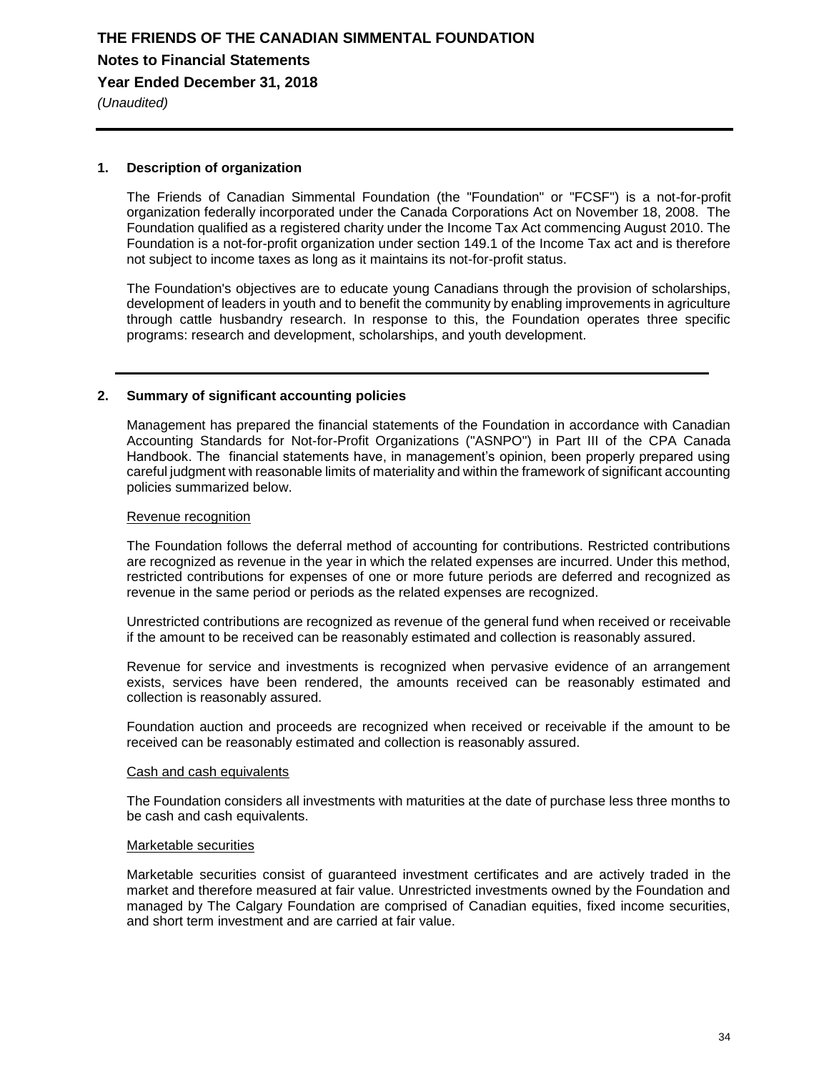# THE FRIENDS OF THE CANADIAN SIMMENTAL FOUNDATION

## Notes to Financial Statements

## Year Ended December 31, 2018

*(Unaudited)*

### 1. Description of organization

The Friends of Canadian Simmental Foundation (the "Foundation" or "FCSF") is a not-for-profit organization federally incorporated under the Canada Corporations Act on November 18, 2008. The Foundation qualified as a registered charity under the Income Tax Act commencing August 2010. The Foundation is a not-for-profit organization under section 149.1 of the Income Tax act and is therefore not subject to income taxes as long as it maintains its not-for-profit status.

The Foundation's objectives are to educate young Canadians through the provision of scholarships, development of leaders in youth and to benefit the community by enabling improvements in agriculture through cattle husbandry research. In response to this, the Foundation operates three specific programs: research and development, scholarships, and youth development.

### 2. Summary of significant accounting policies

Management has prepared the financial statements of the Foundation in accordance with Canadian Accounting Standards for Not-for-Profit Organizations ("ASNPO") in Part III of the CPA Canada Handbook. The financial statements have, in management's opinion, been properly prepared using careful judgment with reasonable limits of materiality and within the framework of significant accounting policies summarized below.

Revenue recognition

The Foundation follows the deferral method of accounting for contributions. Restricted contributions are recognized as revenue in the year in which the related expenses are incurred. Under this method, restricted contributions for expenses of one or more future periods are deferred and recognized as revenue in the same period or periods as the related expenses are recognized.

Unrestricted contributions are recognized as revenue of the general fund when received or receivable if the amount to be received can be reasonably estimated and collection is reasonably assured.

Revenue for service and investments is recognized when pervasive evidence of an arrangement exists, services have been rendered, the amounts received can be reasonably estimated and collection is reasonably assured.

Foundation auction and proceeds are recognized when received or receivable if the amount to be received can be reasonably estimated and collection is reasonably assured.

Cash and cash equivalents

The Foundation considers all investments with maturities at the date of purchase less three months to be cash and cash equivalents.

Marketable securities

Marketable securities consist of guaranteed investment certificates and are actively traded in the market and therefore measured at fair value. Unrestricted investments owned by the Foundation and managed by The Calgary Foundation are comprised of Canadian equities, fixed income securities, and short term investment and are carried at fair value.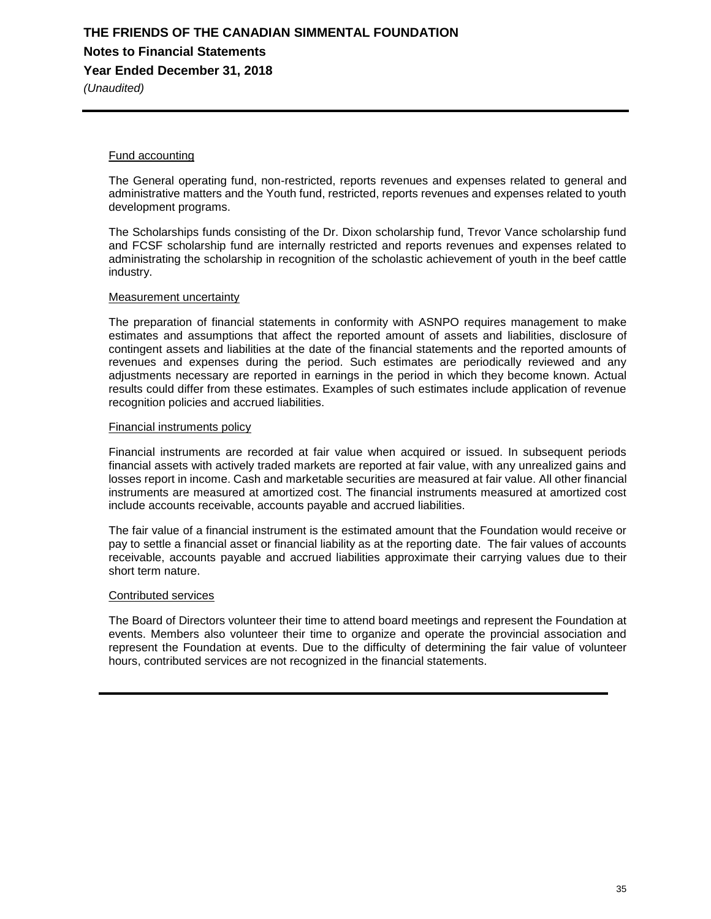# THE FRIENDS OF THE CANADIAN SIMMENTAL FOUNDATION

## Notes to Financial Statements

## Year Ended December 31, 2018

*(Unaudited)*

Fund accounting

The General operating fund, non-restricted, reports revenues and expenses related to general and administrative matters and the Youth fund, restricted, reports revenues and expenses related to youth development programs.

The Scholarships funds consisting of the Dr. Dixon scholarship fund, Trevor Vance scholarship fund and FCSF scholarship fund are internally restricted and reports revenues and expenses related to administrating the scholarship in recognition of the scholastic achievement of youth in the beef cattle industry.

Measurement uncertainty

The preparation of financial statements in conformity with ASNPO requires management to make estimates and assumptions that affect the reported amount of assets and liabilities, disclosure of contingent assets and liabilities at the date of the financial statements and the reported amounts of revenues and expenses during the period. Such estimates are periodically reviewed and any adjustments necessary are reported in earnings in the period in which they become known. Actual results could differ from these estimates. Examples of such estimates include application of revenue recognition policies and accrued liabilities.

Financial instruments policy

Financial instruments are recorded at fair value when acquired or issued. In subsequent periods financial assets with actively traded markets are reported at fair value, with any unrealized gains and losses report in income. Cash and marketable securities are measured at fair value. All other financial instruments are measured at amortized cost. The financial instruments measured at amortized cost include accounts receivable, accounts payable and accrued liabilities.

The fair value of a financial instrument is the estimated amount that the Foundation would receive or pay to settle a financial asset or financial liability as at the reporting date. The fair values of accounts receivable, accounts payable and accrued liabilities approximate their carrying values due to their short term nature.

Contributed services

The Board of Directors volunteer their time to attend board meetings and represent the Foundation at events. Members also volunteer their time to organize and operate the provincial association and represent the Foundation at events. Due to the difficulty of determining the fair value of volunteer hours, contributed services are not recognized in the financial statements.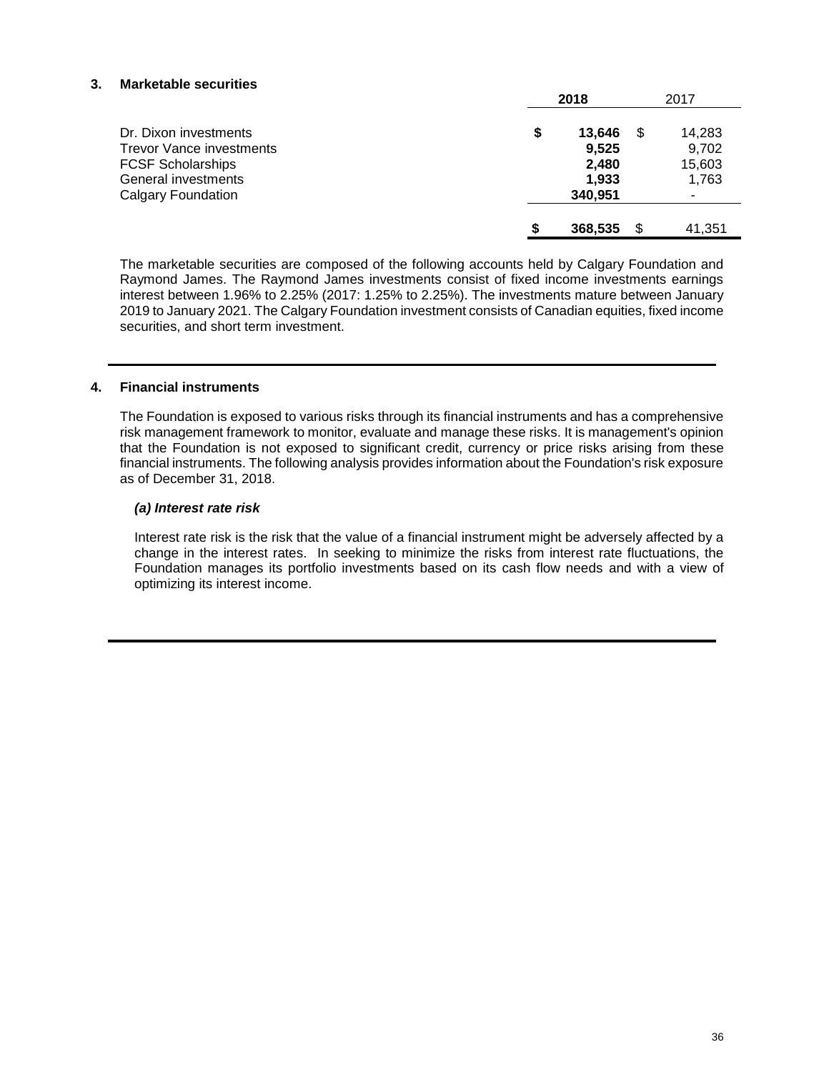## 3. Marketable securities

| | 2018 | 2017 |
|---|---|---|
| Dr. Dixon investments | $ 13,646 | $ 14,283 |
| Trevor Vance investments | 9,525 | 9,702 |
| FCSF Scholarships | 2,480 | 15,603 |
| General investments | 1,933 | 1,763 |
| Calgary Foundation | 340,951 | - |
| | $ 368,535 | $ 41,351 |

The marketable securities are composed of the following accounts held by Calgary Foundation and Raymond James. The Raymond James investments consist of fixed income investments earnings interest between 1.96% to 2.25% (2017: 1.25% to 2.25%). The investments mature between January 2019 to January 2021. The Calgary Foundation investment consists of Canadian equities, fixed income securities, and short term investment.

## 4. Financial instruments

The Foundation is exposed to various risks through its financial instruments and has a comprehensive risk management framework to monitor, evaluate and manage these risks. It is management's opinion that the Foundation is not exposed to significant credit, currency or price risks arising from these financial instruments. The following analysis provides information about the Foundation's risk exposure as of December 31, 2018.

***(a) Interest rate risk***

Interest rate risk is the risk that the value of a financial instrument might be adversely affected by a change in the interest rates. In seeking to minimize the risks from interest rate fluctuations, the Foundation manages its portfolio investments based on its cash flow needs and with a view of optimizing its interest income.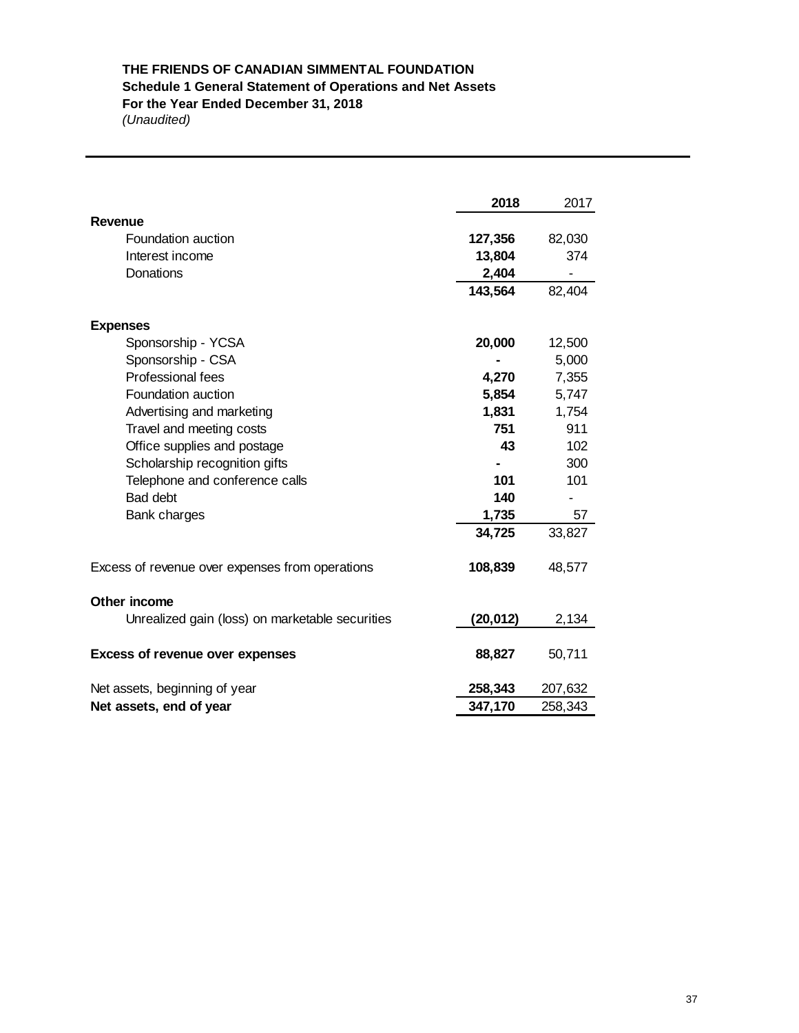**THE FRIENDS OF CANADIAN SIMMENTAL FOUNDATION**
**Schedule 1 General Statement of Operations and Net Assets**
**For the Year Ended December 31, 2018**
*(Unaudited)*

| | **2018** | 2017 |
|---|---|---|
| **Revenue** | | |
| Foundation auction | **127,356** | 82,030 |
| Interest income | **13,804** | 374 |
| Donations | **2,404** | - |
| | **143,564** | 82,404 |
| **Expenses** | | |
| Sponsorship - YCSA | **20,000** | 12,500 |
| Sponsorship - CSA | **-** | 5,000 |
| Professional fees | **4,270** | 7,355 |
| Foundation auction | **5,854** | 5,747 |
| Advertising and marketing | **1,831** | 1,754 |
| Travel and meeting costs | **751** | 911 |
| Office supplies and postage | **43** | 102 |
| Scholarship recognition gifts | **-** | 300 |
| Telephone and conference calls | **101** | 101 |
| Bad debt | **140** | - |
| Bank charges | **1,735** | 57 |
| | **34,725** | 33,827 |
| Excess of revenue over expenses from operations | **108,839** | 48,577 |
| **Other income** | | |
| Unrealized gain (loss) on marketable securities | **(20,012)** | 2,134 |
| **Excess of revenue over expenses** | **88,827** | 50,711 |
| Net assets, beginning of year | **258,343** | 207,632 |
| **Net assets, end of year** | **347,170** | 258,343 |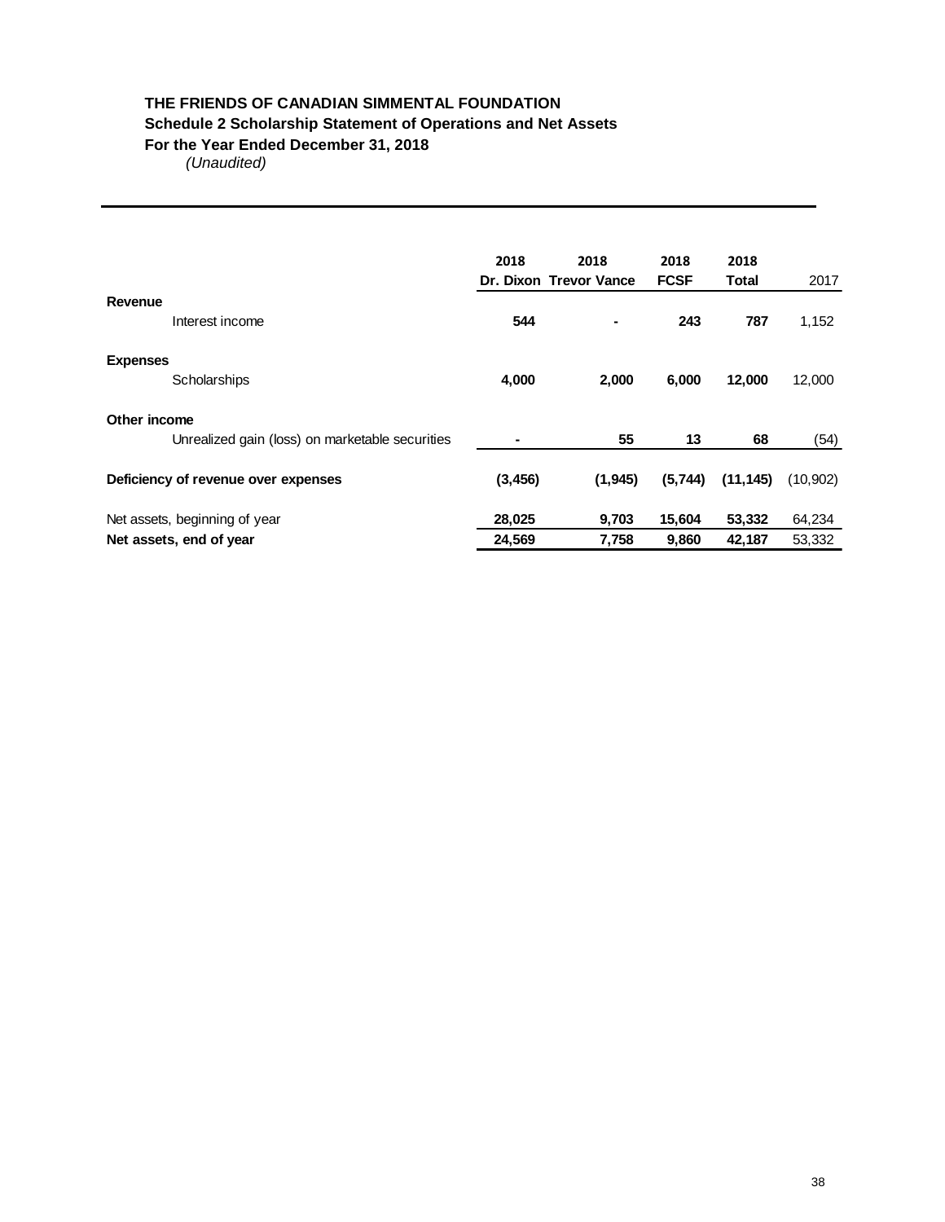**THE FRIENDS OF CANADIAN SIMMENTAL FOUNDATION**
**Schedule 2 Scholarship Statement of Operations and Net Assets**
**For the Year Ended December 31, 2018**
*(Unaudited)*

| | 2018 Dr. Dixon | 2018 Trevor Vance | 2018 FCSF | 2018 Total | 2017 |
|---|---|---|---|---|---|
| **Revenue** | | | | | |
| Interest income | **544** | **-** | **243** | **787** | 1,152 |
| **Expenses** | | | | | |
| Scholarships | **4,000** | **2,000** | **6,000** | **12,000** | 12,000 |
| **Other income** | | | | | |
| Unrealized gain (loss) on marketable securities | **-** | **55** | **13** | **68** | (54) |
| **Deficiency of revenue over expenses** | **(3,456)** | **(1,945)** | **(5,744)** | **(11,145)** | (10,902) |
| Net assets, beginning of year | **28,025** | **9,703** | **15,604** | **53,332** | 64,234 |
| **Net assets, end of year** | **24,569** | **7,758** | **9,860** | **42,187** | 53,332 |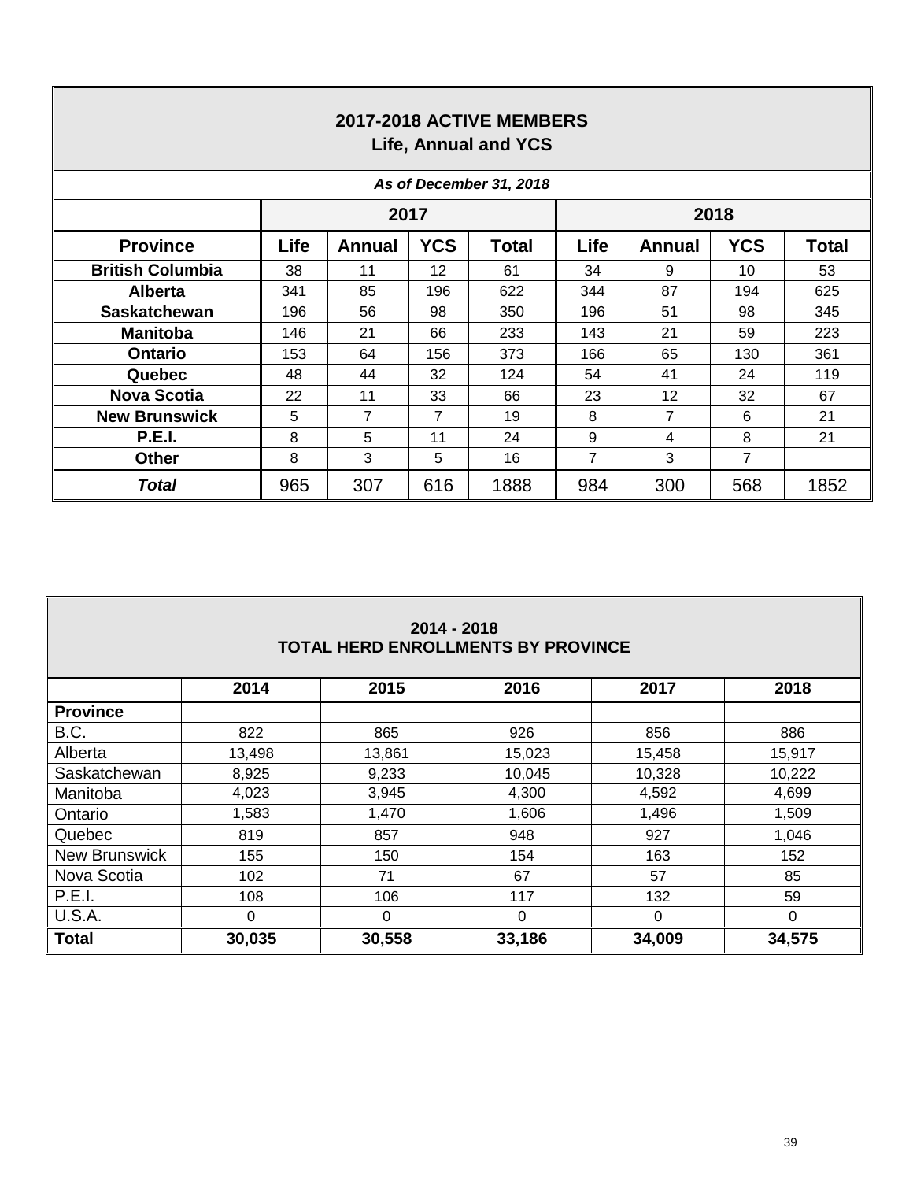| **2017-2018 ACTIVE MEMBERS Life, Annual and YCS** | | | | | | | | |
|---|---|---|---|---|---|---|---|---|
| ***As of December 31, 2018*** | | | | | | | | |
| | **2017** | | | | **2018** | | | |
| **Province** | **Life** | **Annual** | **YCS** | **Total** | **Life** | **Annual** | **YCS** | **Total** |
| **British Columbia** | 38 | 11 | 12 | 61 | 34 | 9 | 10 | 53 |
| **Alberta** | 341 | 85 | 196 | 622 | 344 | 87 | 194 | 625 |
| **Saskatchewan** | 196 | 56 | 98 | 350 | 196 | 51 | 98 | 345 |
| **Manitoba** | 146 | 21 | 66 | 233 | 143 | 21 | 59 | 223 |
| **Ontario** | 153 | 64 | 156 | 373 | 166 | 65 | 130 | 361 |
| **Quebec** | 48 | 44 | 32 | 124 | 54 | 41 | 24 | 119 |
| **Nova Scotia** | 22 | 11 | 33 | 66 | 23 | 12 | 32 | 67 |
| **New Brunswick** | 5 | 7 | 7 | 19 | 8 | 7 | 6 | 21 |
| **P.E.I.** | 8 | 5 | 11 | 24 | 9 | 4 | 8 | 21 |
| **Other** | 8 | 3 | 5 | 16 | 7 | 3 | 7 | |
| ***Total*** | 965 | 307 | 616 | 1888 | 984 | 300 | 568 | 1852 |

| **2014 - 2018 TOTAL HERD ENROLLMENTS BY PROVINCE** | | | | | |
|---|---|---|---|---|---|
| | **2014** | **2015** | **2016** | **2017** | **2018** |
| **Province** | | | | | |
| B.C. | 822 | 865 | 926 | 856 | 886 |
| Alberta | 13,498 | 13,861 | 15,023 | 15,458 | 15,917 |
| Saskatchewan | 8,925 | 9,233 | 10,045 | 10,328 | 10,222 |
| Manitoba | 4,023 | 3,945 | 4,300 | 4,592 | 4,699 |
| Ontario | 1,583 | 1,470 | 1,606 | 1,496 | 1,509 |
| Quebec | 819 | 857 | 948 | 927 | 1,046 |
| New Brunswick | 155 | 150 | 154 | 163 | 152 |
| Nova Scotia | 102 | 71 | 67 | 57 | 85 |
| P.E.I. | 108 | 106 | 117 | 132 | 59 |
| U.S.A. | 0 | 0 | 0 | 0 | 0 |
| **Total** | **30,035** | **30,558** | **33,186** | **34,009** | **34,575** |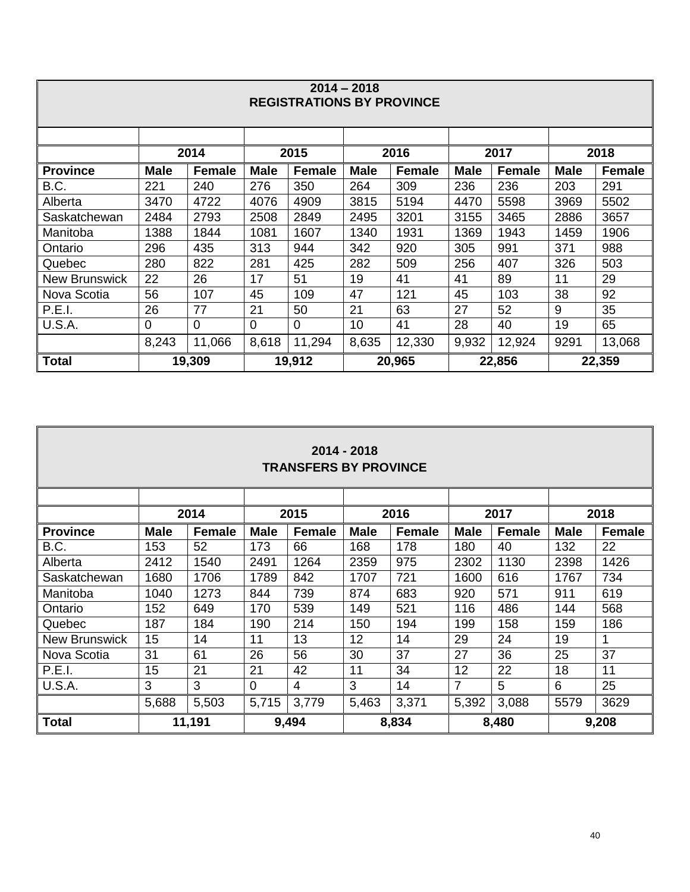| 2014 – 2018 REGISTRATIONS BY PROVINCE | | | | | | | | | | |
|---|---|---|---|---|---|---|---|---|---|---|
| | 2014 | | 2015 | | 2016 | | 2017 | | 2018 | |
| **Province** | **Male** | **Female** | **Male** | **Female** | **Male** | **Female** | **Male** | **Female** | **Male** | **Female** |
| B.C. | 221 | 240 | 276 | 350 | 264 | 309 | 236 | 236 | 203 | 291 |
| Alberta | 3470 | 4722 | 4076 | 4909 | 3815 | 5194 | 4470 | 5598 | 3969 | 5502 |
| Saskatchewan | 2484 | 2793 | 2508 | 2849 | 2495 | 3201 | 3155 | 3465 | 2886 | 3657 |
| Manitoba | 1388 | 1844 | 1081 | 1607 | 1340 | 1931 | 1369 | 1943 | 1459 | 1906 |
| Ontario | 296 | 435 | 313 | 944 | 342 | 920 | 305 | 991 | 371 | 988 |
| Quebec | 280 | 822 | 281 | 425 | 282 | 509 | 256 | 407 | 326 | 503 |
| New Brunswick | 22 | 26 | 17 | 51 | 19 | 41 | 41 | 89 | 11 | 29 |
| Nova Scotia | 56 | 107 | 45 | 109 | 47 | 121 | 45 | 103 | 38 | 92 |
| P.E.I. | 26 | 77 | 21 | 50 | 21 | 63 | 27 | 52 | 9 | 35 |
| U.S.A. | 0 | 0 | 0 | 0 | 10 | 41 | 28 | 40 | 19 | 65 |
| | 8,243 | 11,066 | 8,618 | 11,294 | 8,635 | 12,330 | 9,932 | 12,924 | 9291 | 13,068 |
| **Total** | **19,309** | | **19,912** | | **20,965** | | **22,856** | | **22,359** | |

| 2014 - 2018 TRANSFERS BY PROVINCE | | | | | | | | | | |
|---|---|---|---|---|---|---|---|---|---|---|
| | 2014 | | 2015 | | 2016 | | 2017 | | 2018 | |
| **Province** | **Male** | **Female** | **Male** | **Female** | **Male** | **Female** | **Male** | **Female** | **Male** | **Female** |
| B.C. | 153 | 52 | 173 | 66 | 168 | 178 | 180 | 40 | 132 | 22 |
| Alberta | 2412 | 1540 | 2491 | 1264 | 2359 | 975 | 2302 | 1130 | 2398 | 1426 |
| Saskatchewan | 1680 | 1706 | 1789 | 842 | 1707 | 721 | 1600 | 616 | 1767 | 734 |
| Manitoba | 1040 | 1273 | 844 | 739 | 874 | 683 | 920 | 571 | 911 | 619 |
| Ontario | 152 | 649 | 170 | 539 | 149 | 521 | 116 | 486 | 144 | 568 |
| Quebec | 187 | 184 | 190 | 214 | 150 | 194 | 199 | 158 | 159 | 186 |
| New Brunswick | 15 | 14 | 11 | 13 | 12 | 14 | 29 | 24 | 19 | 1 |
| Nova Scotia | 31 | 61 | 26 | 56 | 30 | 37 | 27 | 36 | 25 | 37 |
| P.E.I. | 15 | 21 | 21 | 42 | 11 | 34 | 12 | 22 | 18 | 11 |
| U.S.A. | 3 | 3 | 0 | 4 | 3 | 14 | 7 | 5 | 6 | 25 |
| | 5,688 | 5,503 | 5,715 | 3,779 | 5,463 | 3,371 | 5,392 | 3,088 | 5579 | 3629 |
| **Total** | **11,191** | | **9,494** | | **8,834** | | **8,480** | | **9,208** | |